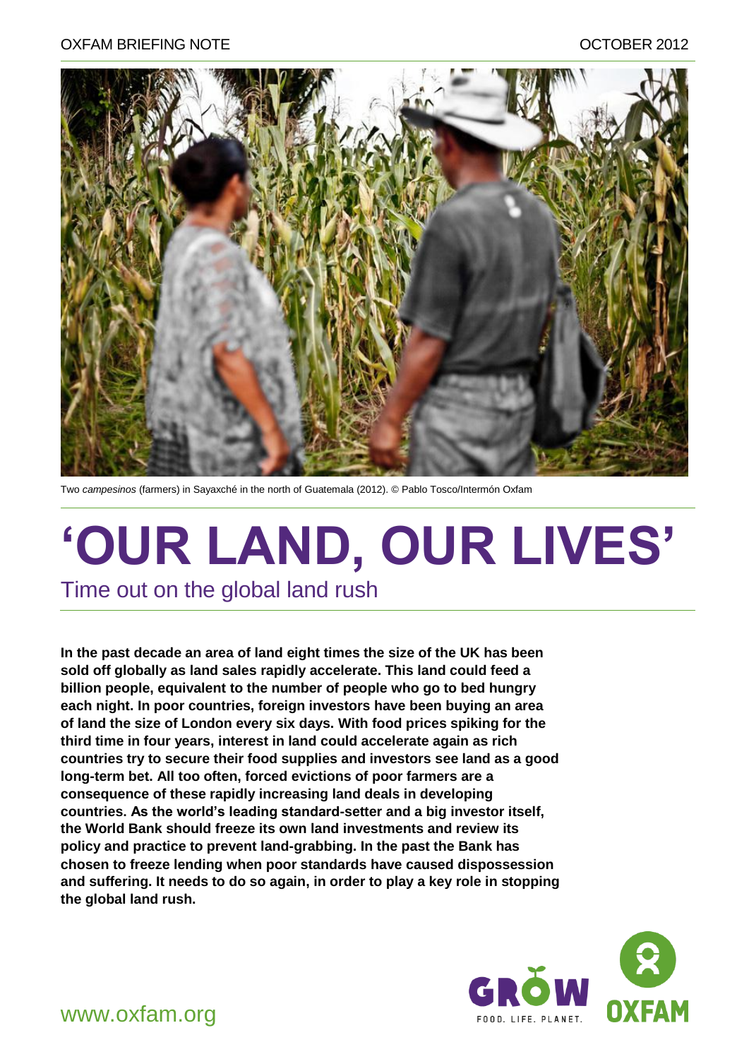OXFAM BRIEFING NOTE OCTOBER 2012

Two *campesinos* (farmers) in Sayaxché in the north of Guatemala (2012). © Pablo Tosco/Intermón Oxfam

# 'OUR LAND, OUR LIVES'

## Time out on the global land rush

**In the past decade an area of land eight times the size of the UK has been sold off globally as land sales rapidly accelerate. This land could feed a billion people, equivalent to the number of people who go to bed hungry each night. In poor countries, foreign investors have been buying an area of land the size of London every six days. With food prices spiking for the third time in four years, interest in land could accelerate again as rich countries try to secure their food supplies and investors see land as a good long-term bet. All too often, forced evictions of poor farmers are a consequence of these rapidly increasing land deals in developing countries. As the world's leading standard-setter and a big investor itself, the World Bank should freeze its own land investments and review its policy and practice to prevent land-grabbing. In the past the Bank has chosen to freeze lending when poor standards have caused dispossession and suffering. It needs to do so again, in order to play a key role in stopping the global land rush.**

www.oxfam.org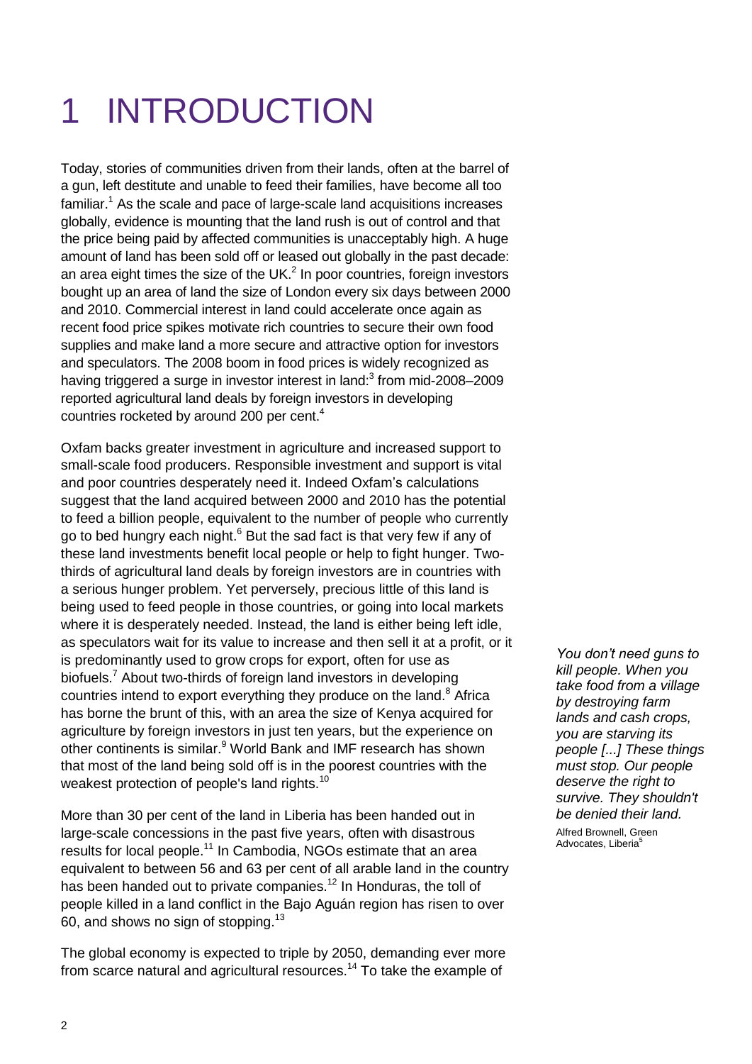# 1 INTRODUCTION

Today, stories of communities driven from their lands, often at the barrel of a gun, left destitute and unable to feed their families, have become all too familiar.[1] As the scale and pace of large-scale land acquisitions increases globally, evidence is mounting that the land rush is out of control and that the price being paid by affected communities is unacceptably high. A huge amount of land has been sold off or leased out globally in the past decade: an area eight times the size of the UK.[2] In poor countries, foreign investors bought up an area of land the size of London every six days between 2000 and 2010. Commercial interest in land could accelerate once again as recent food price spikes motivate rich countries to secure their own food supplies and make land a more secure and attractive option for investors and speculators. The 2008 boom in food prices is widely recognized as having triggered a surge in investor interest in land:[3] from mid-2008–2009 reported agricultural land deals by foreign investors in developing countries rocketed by around 200 per cent.[4]

Oxfam backs greater investment in agriculture and increased support to small-scale food producers. Responsible investment and support is vital and poor countries desperately need it. Indeed Oxfam's calculations suggest that the land acquired between 2000 and 2010 has the potential to feed a billion people, equivalent to the number of people who currently go to bed hungry each night.[6] But the sad fact is that very few if any of these land investments benefit local people or help to fight hunger. Two-thirds of agricultural land deals by foreign investors are in countries with a serious hunger problem. Yet perversely, precious little of this land is being used to feed people in those countries, or going into local markets where it is desperately needed. Instead, the land is either being left idle, as speculators wait for its value to increase and then sell it at a profit, or it is predominantly used to grow crops for export, often for use as biofuels.[7] About two-thirds of foreign land investors in developing countries intend to export everything they produce on the land.[8] Africa has borne the brunt of this, with an area the size of Kenya acquired for agriculture by foreign investors in just ten years, but the experience on other continents is similar.[9] World Bank and IMF research has shown that most of the land being sold off is in the poorest countries with the weakest protection of people's land rights.[10]

*You don't need guns to kill people. When you take food from a village by destroying farm lands and cash crops, you are starving its people [...] These things must stop. Our people deserve the right to survive. They shouldn't be denied their land.*

Alfred Brownell, Green Advocates, Liberia[5]

More than 30 per cent of the land in Liberia has been handed out in large-scale concessions in the past five years, often with disastrous results for local people.[11] In Cambodia, NGOs estimate that an area equivalent to between 56 and 63 per cent of all arable land in the country has been handed out to private companies.[12] In Honduras, the toll of people killed in a land conflict in the Bajo Aguán region has risen to over 60, and shows no sign of stopping.[13]

The global economy is expected to triple by 2050, demanding ever more from scarce natural and agricultural resources.[14] To take the example of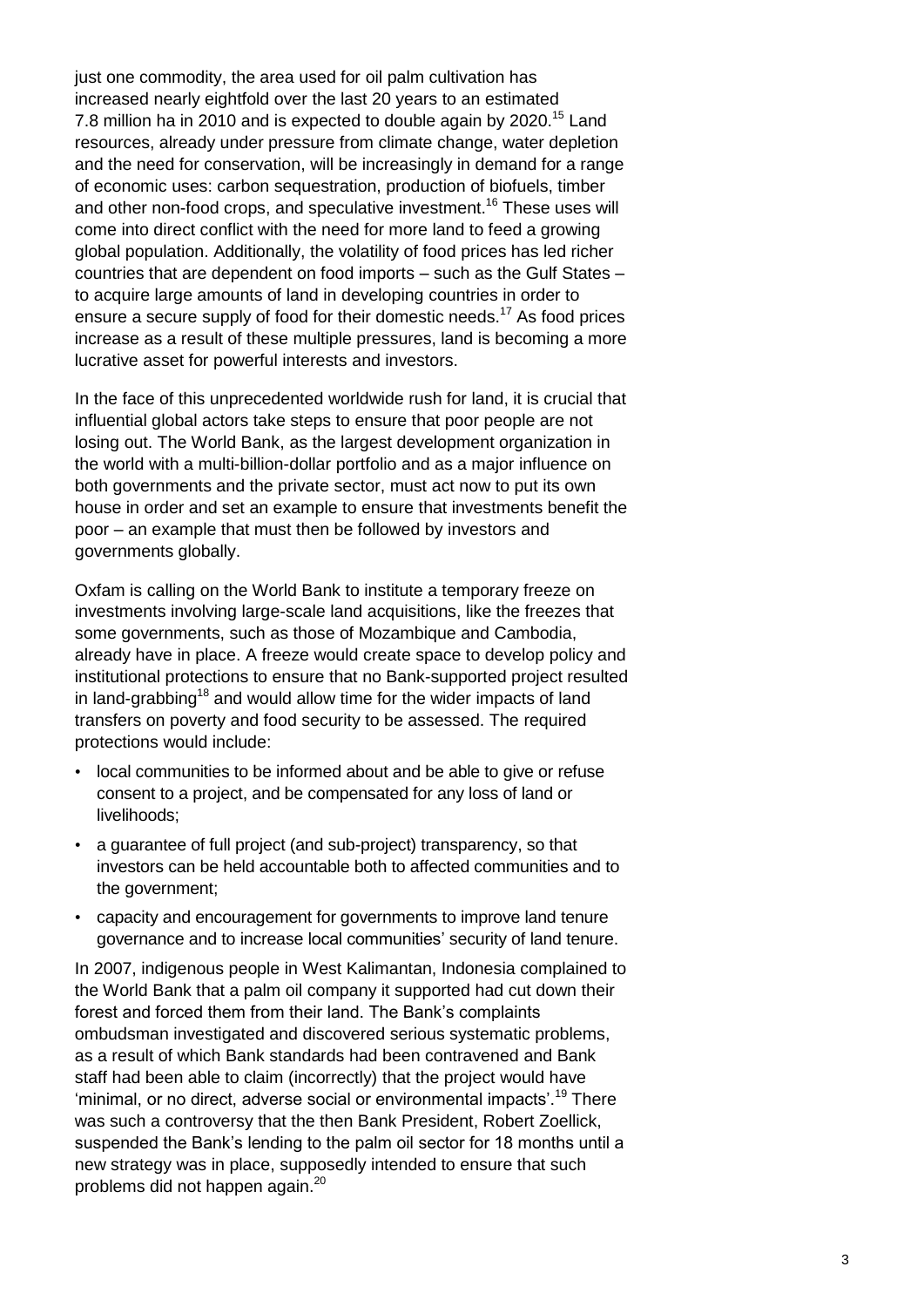just one commodity, the area used for oil palm cultivation has increased nearly eightfold over the last 20 years to an estimated 7.8 million ha in 2010 and is expected to double again by 2020.[15] Land resources, already under pressure from climate change, water depletion and the need for conservation, will be increasingly in demand for a range of economic uses: carbon sequestration, production of biofuels, timber and other non-food crops, and speculative investment.[16] These uses will come into direct conflict with the need for more land to feed a growing global population. Additionally, the volatility of food prices has led richer countries that are dependent on food imports – such as the Gulf States – to acquire large amounts of land in developing countries in order to ensure a secure supply of food for their domestic needs.[17] As food prices increase as a result of these multiple pressures, land is becoming a more lucrative asset for powerful interests and investors.

In the face of this unprecedented worldwide rush for land, it is crucial that influential global actors take steps to ensure that poor people are not losing out. The World Bank, as the largest development organization in the world with a multi-billion-dollar portfolio and as a major influence on both governments and the private sector, must act now to put its own house in order and set an example to ensure that investments benefit the poor – an example that must then be followed by investors and governments globally.

Oxfam is calling on the World Bank to institute a temporary freeze on investments involving large-scale land acquisitions, like the freezes that some governments, such as those of Mozambique and Cambodia, already have in place. A freeze would create space to develop policy and institutional protections to ensure that no Bank-supported project resulted in land-grabbing[18] and would allow time for the wider impacts of land transfers on poverty and food security to be assessed. The required protections would include:

- local communities to be informed about and be able to give or refuse consent to a project, and be compensated for any loss of land or livelihoods;
- a guarantee of full project (and sub-project) transparency, so that investors can be held accountable both to affected communities and to the government;
- capacity and encouragement for governments to improve land tenure governance and to increase local communities' security of land tenure.

In 2007, indigenous people in West Kalimantan, Indonesia complained to the World Bank that a palm oil company it supported had cut down their forest and forced them from their land. The Bank's complaints ombudsman investigated and discovered serious systematic problems, as a result of which Bank standards had been contravened and Bank staff had been able to claim (incorrectly) that the project would have 'minimal, or no direct, adverse social or environmental impacts'.[19] There was such a controversy that the then Bank President, Robert Zoellick, suspended the Bank's lending to the palm oil sector for 18 months until a new strategy was in place, supposedly intended to ensure that such problems did not happen again.[20]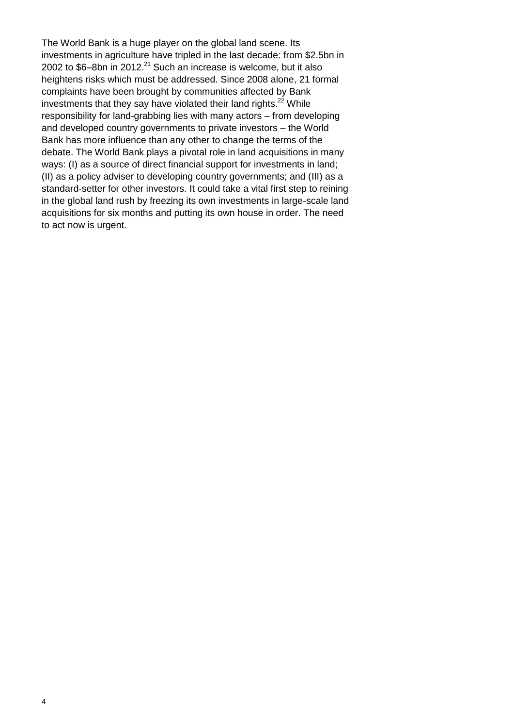The World Bank is a huge player on the global land scene. Its investments in agriculture have tripled in the last decade: from $2.5bn in 2002 to $6–8bn in 2012.[21] Such an increase is welcome, but it also heightens risks which must be addressed. Since 2008 alone, 21 formal complaints have been brought by communities affected by Bank investments that they say have violated their land rights.[22] While responsibility for land-grabbing lies with many actors – from developing and developed country governments to private investors – the World Bank has more influence than any other to change the terms of the debate. The World Bank plays a pivotal role in land acquisitions in many ways: (I) as a source of direct financial support for investments in land; (II) as a policy adviser to developing country governments; and (III) as a standard-setter for other investors. It could take a vital first step to reining in the global land rush by freezing its own investments in large-scale land acquisitions for six months and putting its own house in order. The need to act now is urgent.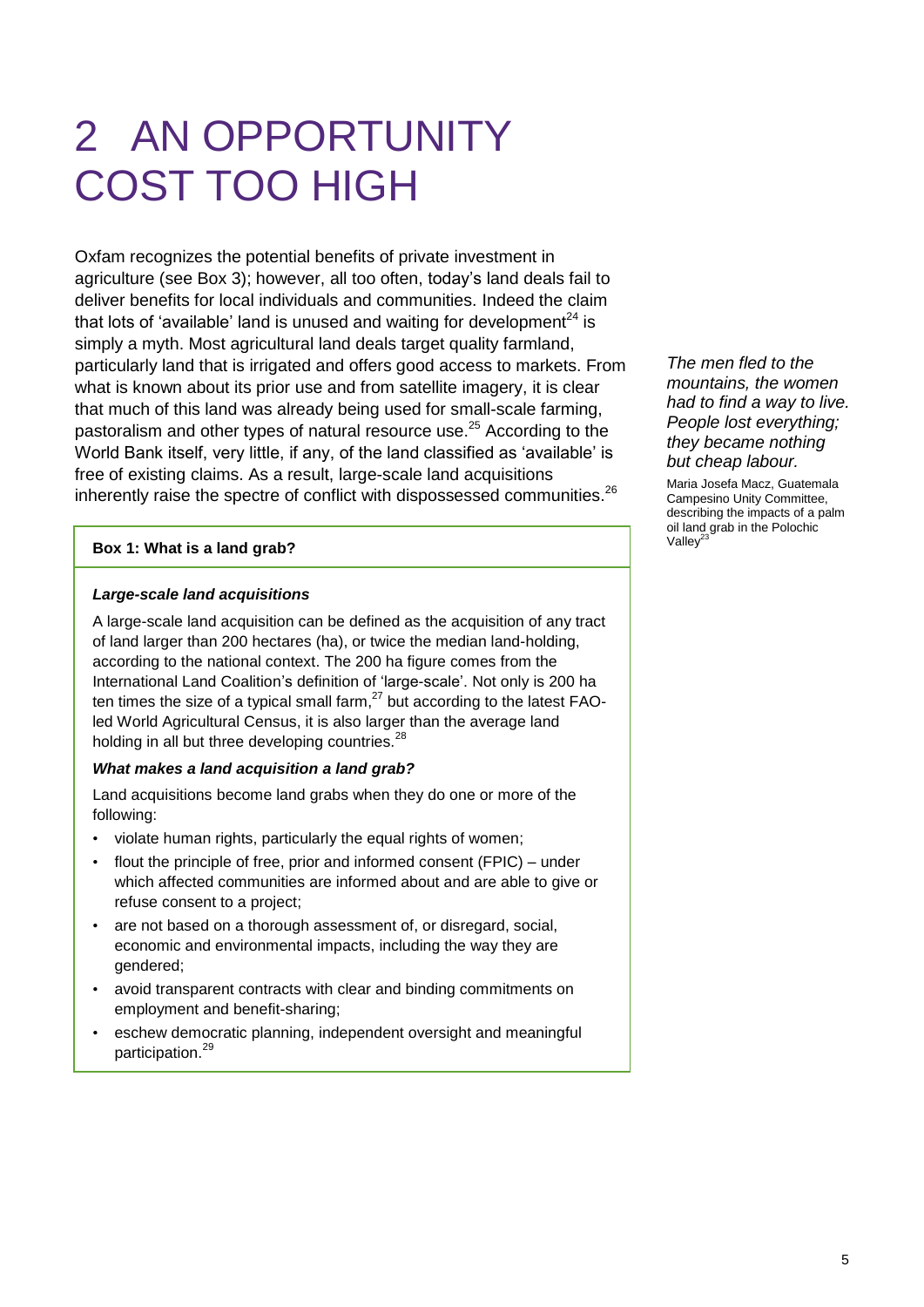# 2 AN OPPORTUNITY COST TOO HIGH

Oxfam recognizes the potential benefits of private investment in agriculture (see Box 3); however, all too often, today's land deals fail to deliver benefits for local individuals and communities. Indeed the claim that lots of 'available' land is unused and waiting for development[24] is simply a myth. Most agricultural land deals target quality farmland, particularly land that is irrigated and offers good access to markets. From what is known about its prior use and from satellite imagery, it is clear that much of this land was already being used for small-scale farming, pastoralism and other types of natural resource use.[25] According to the World Bank itself, very little, if any, of the land classified as 'available' is free of existing claims. As a result, large-scale land acquisitions inherently raise the spectre of conflict with dispossessed communities.[26]

*The men fled to the mountains, the women had to find a way to live. People lost everything; they became nothing but cheap labour.*

Maria Josefa Macz, Guatemala Campesino Unity Committee, describing the impacts of a palm oil land grab in the Polochic Valley[23]

**Box 1: What is a land grab?**

***Large-scale land acquisitions***

A large-scale land acquisition can be defined as the acquisition of any tract of land larger than 200 hectares (ha), or twice the median land-holding, according to the national context. The 200 ha figure comes from the International Land Coalition's definition of 'large-scale'. Not only is 200 ha ten times the size of a typical small farm,[27] but according to the latest FAO-led World Agricultural Census, it is also larger than the average land holding in all but three developing countries.[28]

***What makes a land acquisition a land grab?***

Land acquisitions become land grabs when they do one or more of the following:

- violate human rights, particularly the equal rights of women;
- flout the principle of free, prior and informed consent (FPIC) – under which affected communities are informed about and are able to give or refuse consent to a project;
- are not based on a thorough assessment of, or disregard, social, economic and environmental impacts, including the way they are gendered;
- avoid transparent contracts with clear and binding commitments on employment and benefit-sharing;
- eschew democratic planning, independent oversight and meaningful participation.[29]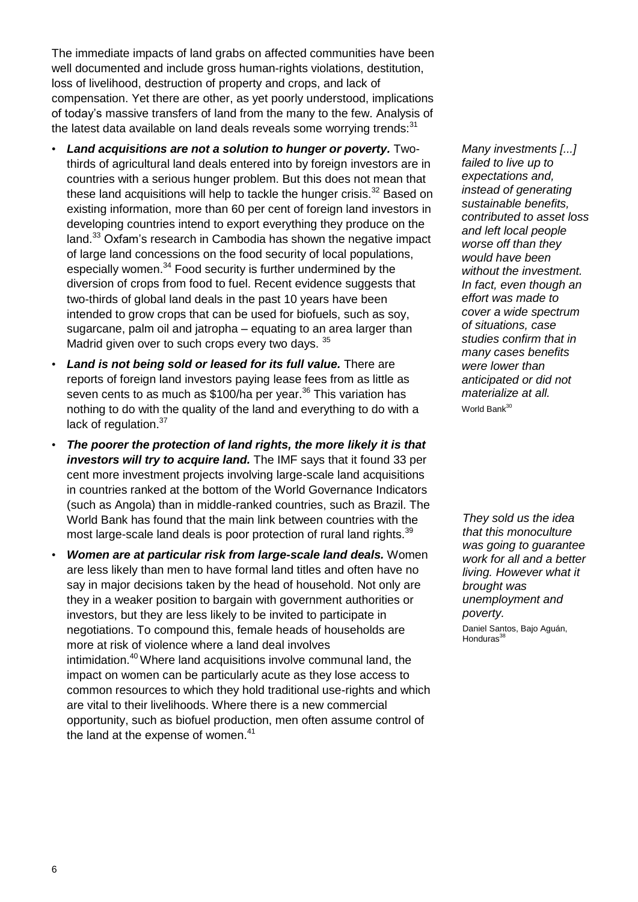The immediate impacts of land grabs on affected communities have been well documented and include gross human-rights violations, destitution, loss of livelihood, destruction of property and crops, and lack of compensation. Yet there are other, as yet poorly understood, implications of today's massive transfers of land from the many to the few. Analysis of the latest data available on land deals reveals some worrying trends:[31]

- ***Land acquisitions are not a solution to hunger or poverty.*** Two-thirds of agricultural land deals entered into by foreign investors are in countries with a serious hunger problem. But this does not mean that these land acquisitions will help to tackle the hunger crisis.[32] Based on existing information, more than 60 per cent of foreign land investors in developing countries intend to export everything they produce on the land.[33] Oxfam's research in Cambodia has shown the negative impact of large land concessions on the food security of local populations, especially women.[34] Food security is further undermined by the diversion of crops from food to fuel. Recent evidence suggests that two-thirds of global land deals in the past 10 years have been intended to grow crops that can be used for biofuels, such as soy, sugarcane, palm oil and jatropha – equating to an area larger than Madrid given over to such crops every two days. [35]
- ***Land is not being sold or leased for its full value.*** There are reports of foreign land investors paying lease fees from as little as seven cents to as much as \$100/ha per year.[36] This variation has nothing to do with the quality of the land and everything to do with a lack of regulation.[37]
- ***The poorer the protection of land rights, the more likely it is that investors will try to acquire land.*** The IMF says that it found 33 per cent more investment projects involving large-scale land acquisitions in countries ranked at the bottom of the World Governance Indicators (such as Angola) than in middle-ranked countries, such as Brazil. The World Bank has found that the main link between countries with the most large-scale land deals is poor protection of rural land rights.[39]
- ***Women are at particular risk from large-scale land deals.*** Women are less likely than men to have formal land titles and often have no say in major decisions taken by the head of household. Not only are they in a weaker position to bargain with government authorities or investors, but they are less likely to be invited to participate in negotiations. To compound this, female heads of households are more at risk of violence where a land deal involves intimidation.[40] Where land acquisitions involve communal land, the impact on women can be particularly acute as they lose access to common resources to which they hold traditional use-rights and which are vital to their livelihoods. Where there is a new commercial opportunity, such as biofuel production, men often assume control of the land at the expense of women.[41]

*Many investments [...] failed to live up to expectations and, instead of generating sustainable benefits, contributed to asset loss and left local people worse off than they would have been without the investment. In fact, even though an effort was made to cover a wide spectrum of situations, case studies confirm that in many cases benefits were lower than anticipated or did not materialize at all.*

World Bank[30]

*They sold us the idea that this monoculture was going to guarantee work for all and a better living. However what it brought was unemployment and poverty.*

Daniel Santos, Bajo Aguán, Honduras[38]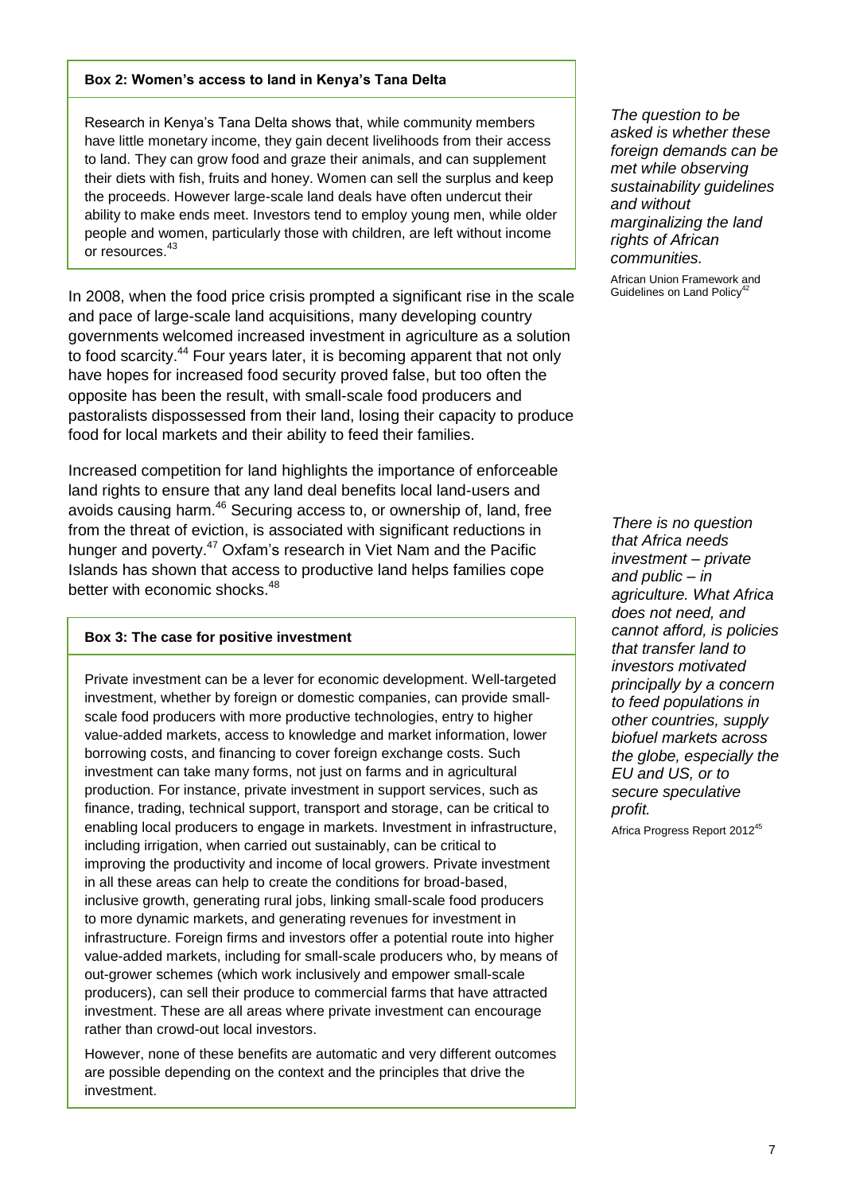**Box 2: Women's access to land in Kenya's Tana Delta**

Research in Kenya's Tana Delta shows that, while community members have little monetary income, they gain decent livelihoods from their access to land. They can grow food and graze their animals, and can supplement their diets with fish, fruits and honey. Women can sell the surplus and keep the proceeds. However large-scale land deals have often undercut their ability to make ends meet. Investors tend to employ young men, while older people and women, particularly those with children, are left without income or resources.[43]

*The question to be asked is whether these foreign demands can be met while observing sustainability guidelines and without marginalizing the land rights of African communities.*

African Union Framework and Guidelines on Land Policy[42]

In 2008, when the food price crisis prompted a significant rise in the scale and pace of large-scale land acquisitions, many developing country governments welcomed increased investment in agriculture as a solution to food scarcity.[44] Four years later, it is becoming apparent that not only have hopes for increased food security proved false, but too often the opposite has been the result, with small-scale food producers and pastoralists dispossessed from their land, losing their capacity to produce food for local markets and their ability to feed their families.

Increased competition for land highlights the importance of enforceable land rights to ensure that any land deal benefits local land-users and avoids causing harm.[46] Securing access to, or ownership of, land, free from the threat of eviction, is associated with significant reductions in hunger and poverty.[47] Oxfam's research in Viet Nam and the Pacific Islands has shown that access to productive land helps families cope better with economic shocks.[48]

*There is no question that Africa needs investment – private and public – in agriculture. What Africa does not need, and cannot afford, is policies that transfer land to investors motivated principally by a concern to feed populations in other countries, supply biofuel markets across the globe, especially the EU and US, or to secure speculative profit.*

Africa Progress Report 2012[45]

**Box 3: The case for positive investment**

Private investment can be a lever for economic development. Well-targeted investment, whether by foreign or domestic companies, can provide small-scale food producers with more productive technologies, entry to higher value-added markets, access to knowledge and market information, lower borrowing costs, and financing to cover foreign exchange costs. Such investment can take many forms, not just on farms and in agricultural production. For instance, private investment in support services, such as finance, trading, technical support, transport and storage, can be critical to enabling local producers to engage in markets. Investment in infrastructure, including irrigation, when carried out sustainably, can be critical to improving the productivity and income of local growers. Private investment in all these areas can help to create the conditions for broad-based, inclusive growth, generating rural jobs, linking small-scale food producers to more dynamic markets, and generating revenues for investment in infrastructure. Foreign firms and investors offer a potential route into higher value-added markets, including for small-scale producers who, by means of out-grower schemes (which work inclusively and empower small-scale producers), can sell their produce to commercial farms that have attracted investment. These are all areas where private investment can encourage rather than crowd-out local investors.

However, none of these benefits are automatic and very different outcomes are possible depending on the context and the principles that drive the investment.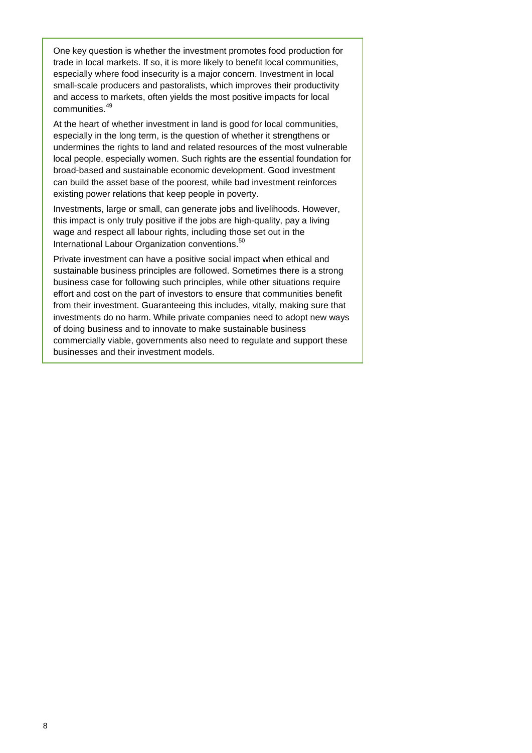One key question is whether the investment promotes food production for trade in local markets. If so, it is more likely to benefit local communities, especially where food insecurity is a major concern. Investment in local small-scale producers and pastoralists, which improves their productivity and access to markets, often yields the most positive impacts for local communities.[49]

At the heart of whether investment in land is good for local communities, especially in the long term, is the question of whether it strengthens or undermines the rights to land and related resources of the most vulnerable local people, especially women. Such rights are the essential foundation for broad-based and sustainable economic development. Good investment can build the asset base of the poorest, while bad investment reinforces existing power relations that keep people in poverty.

Investments, large or small, can generate jobs and livelihoods. However, this impact is only truly positive if the jobs are high-quality, pay a living wage and respect all labour rights, including those set out in the International Labour Organization conventions.[50]

Private investment can have a positive social impact when ethical and sustainable business principles are followed. Sometimes there is a strong business case for following such principles, while other situations require effort and cost on the part of investors to ensure that communities benefit from their investment. Guaranteeing this includes, vitally, making sure that investments do no harm. While private companies need to adopt new ways of doing business and to innovate to make sustainable business commercially viable, governments also need to regulate and support these businesses and their investment models.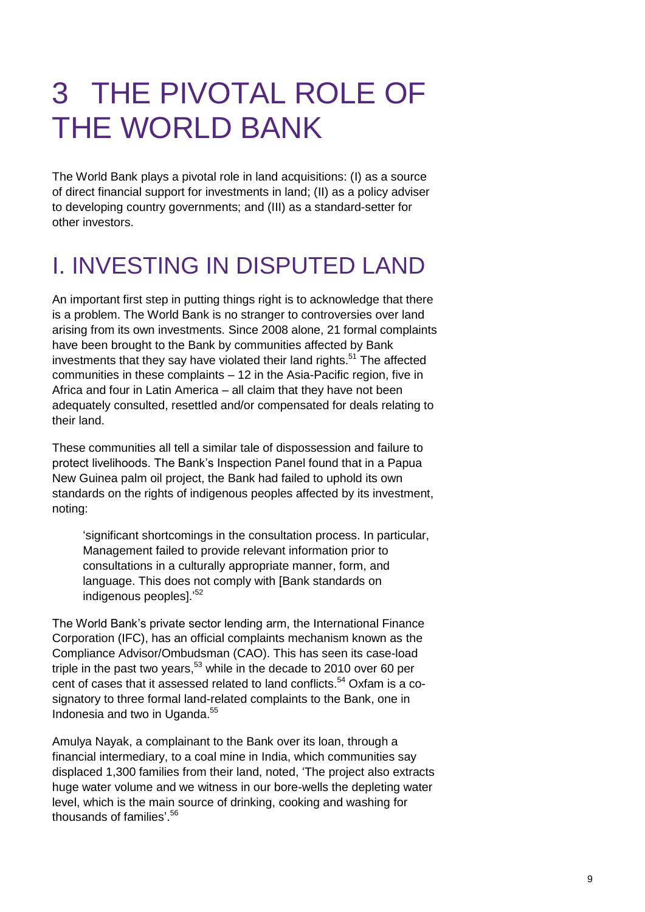# 3 THE PIVOTAL ROLE OF THE WORLD BANK

The World Bank plays a pivotal role in land acquisitions: (I) as a source of direct financial support for investments in land; (II) as a policy adviser to developing country governments; and (III) as a standard-setter for other investors.

## I. INVESTING IN DISPUTED LAND

An important first step in putting things right is to acknowledge that there is a problem. The World Bank is no stranger to controversies over land arising from its own investments. Since 2008 alone, 21 formal complaints have been brought to the Bank by communities affected by Bank investments that they say have violated their land rights.[51] The affected communities in these complaints – 12 in the Asia-Pacific region, five in Africa and four in Latin America – all claim that they have not been adequately consulted, resettled and/or compensated for deals relating to their land.

These communities all tell a similar tale of dispossession and failure to protect livelihoods. The Bank's Inspection Panel found that in a Papua New Guinea palm oil project, the Bank had failed to uphold its own standards on the rights of indigenous peoples affected by its investment, noting:

> 'significant shortcomings in the consultation process. In particular, Management failed to provide relevant information prior to consultations in a culturally appropriate manner, form, and language. This does not comply with [Bank standards on indigenous peoples].'[52]

The World Bank's private sector lending arm, the International Finance Corporation (IFC), has an official complaints mechanism known as the Compliance Advisor/Ombudsman (CAO). This has seen its case-load triple in the past two years,[53] while in the decade to 2010 over 60 per cent of cases that it assessed related to land conflicts.[54] Oxfam is a co-signatory to three formal land-related complaints to the Bank, one in Indonesia and two in Uganda.[55]

Amulya Nayak, a complainant to the Bank over its loan, through a financial intermediary, to a coal mine in India, which communities say displaced 1,300 families from their land, noted, 'The project also extracts huge water volume and we witness in our bore-wells the depleting water level, which is the main source of drinking, cooking and washing for thousands of families'.[56]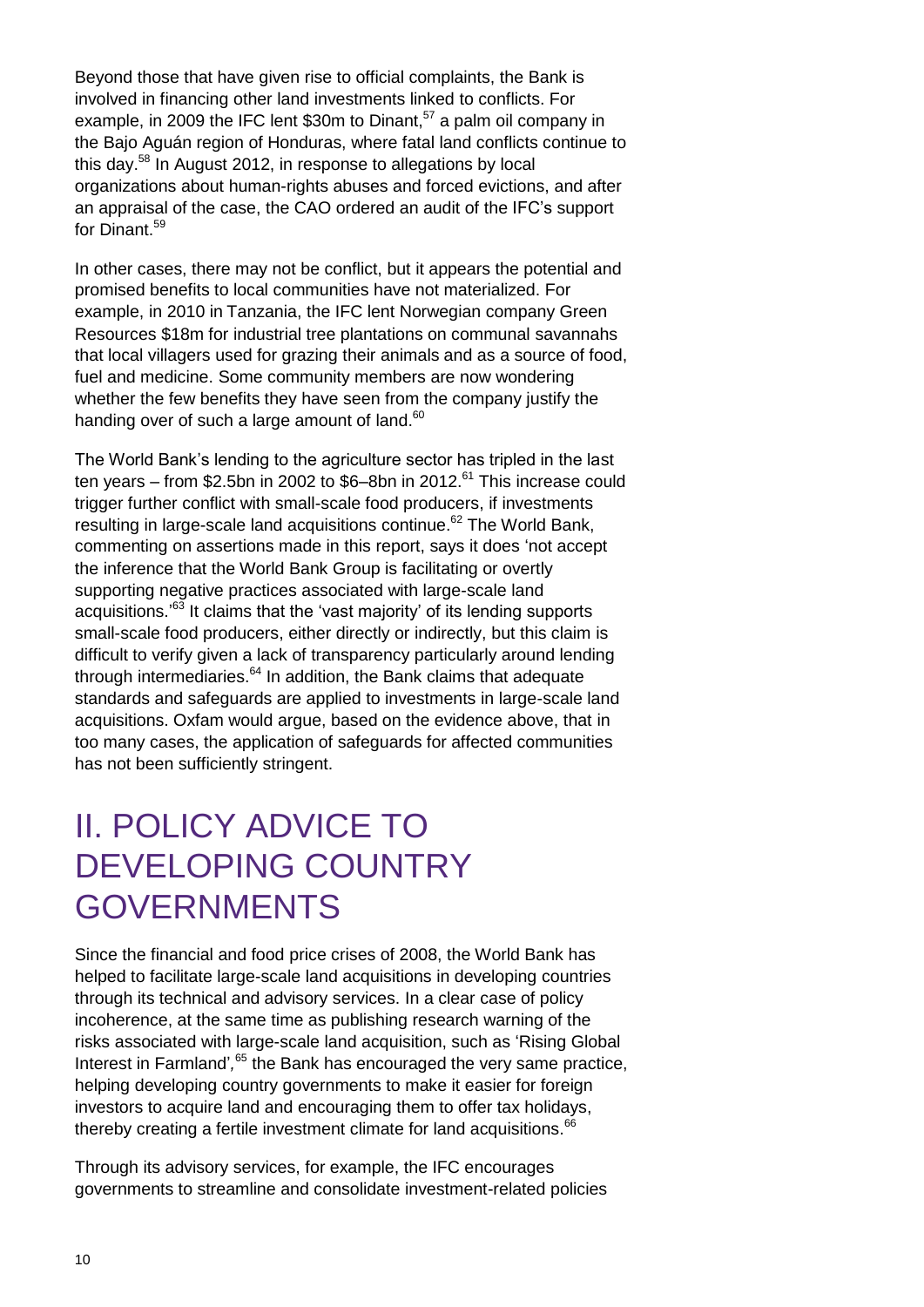Beyond those that have given rise to official complaints, the Bank is involved in financing other land investments linked to conflicts. For example, in 2009 the IFC lent $30m to Dinant,[57] a palm oil company in the Bajo Aguán region of Honduras, where fatal land conflicts continue to this day.[58] In August 2012, in response to allegations by local organizations about human-rights abuses and forced evictions, and after an appraisal of the case, the CAO ordered an audit of the IFC's support for Dinant.[59]

In other cases, there may not be conflict, but it appears the potential and promised benefits to local communities have not materialized. For example, in 2010 in Tanzania, the IFC lent Norwegian company Green Resources $18m for industrial tree plantations on communal savannahs that local villagers used for grazing their animals and as a source of food, fuel and medicine. Some community members are now wondering whether the few benefits they have seen from the company justify the handing over of such a large amount of land.[60]

The World Bank's lending to the agriculture sector has tripled in the last ten years – from $2.5bn in 2002 to $6–8bn in 2012.[61] This increase could trigger further conflict with small-scale food producers, if investments resulting in large-scale land acquisitions continue.[62] The World Bank, commenting on assertions made in this report, says it does 'not accept the inference that the World Bank Group is facilitating or overtly supporting negative practices associated with large-scale land acquisitions.'[63] It claims that the 'vast majority' of its lending supports small-scale food producers, either directly or indirectly, but this claim is difficult to verify given a lack of transparency particularly around lending through intermediaries.[64] In addition, the Bank claims that adequate standards and safeguards are applied to investments in large-scale land acquisitions. Oxfam would argue, based on the evidence above, that in too many cases, the application of safeguards for affected communities has not been sufficiently stringent.

# II. POLICY ADVICE TO DEVELOPING COUNTRY GOVERNMENTS

Since the financial and food price crises of 2008, the World Bank has helped to facilitate large-scale land acquisitions in developing countries through its technical and advisory services. In a clear case of policy incoherence, at the same time as publishing research warning of the risks associated with large-scale land acquisition, such as 'Rising Global Interest in Farmland',[65] the Bank has encouraged the very same practice, helping developing country governments to make it easier for foreign investors to acquire land and encouraging them to offer tax holidays, thereby creating a fertile investment climate for land acquisitions.[66]

Through its advisory services, for example, the IFC encourages governments to streamline and consolidate investment-related policies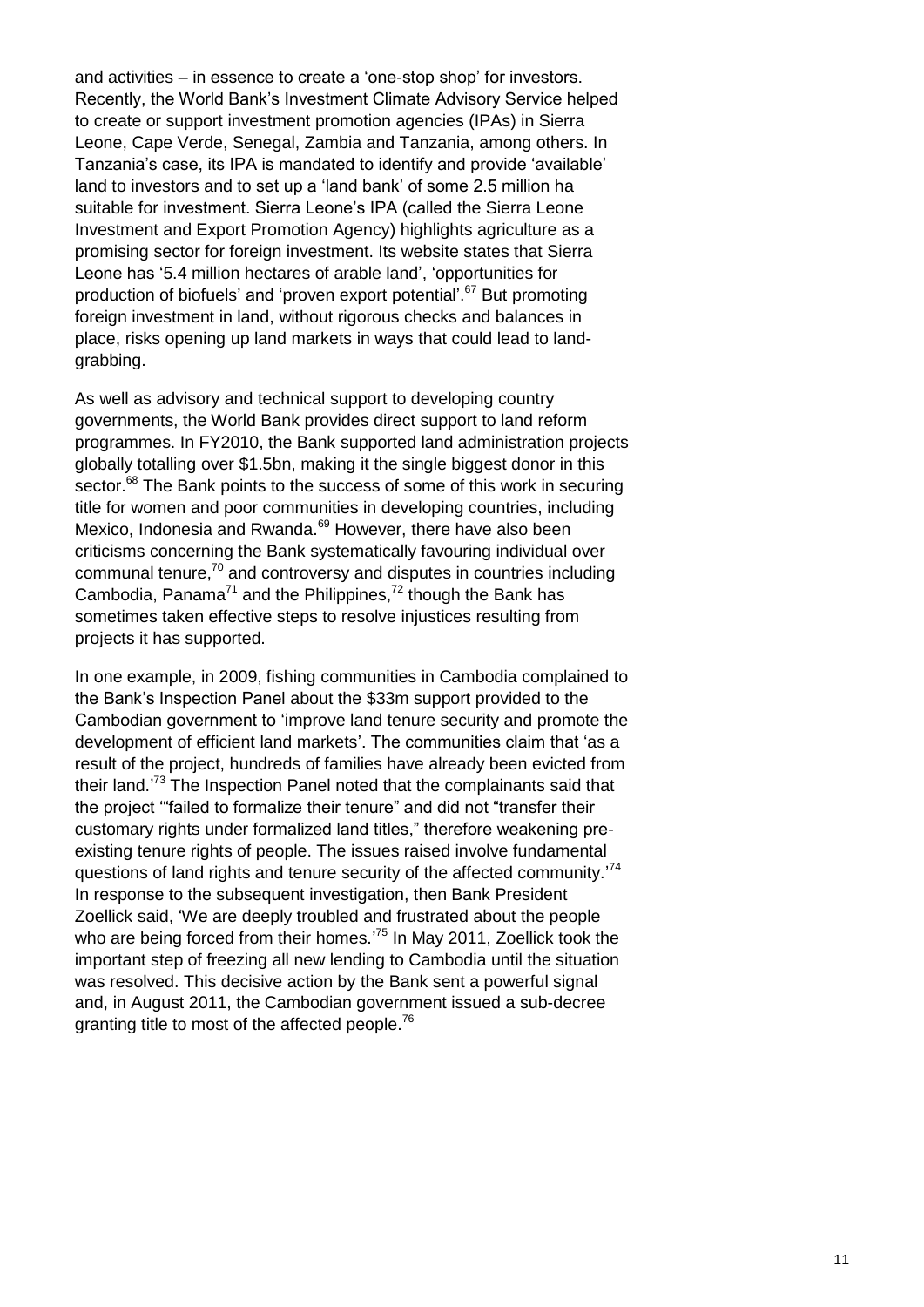and activities – in essence to create a 'one-stop shop' for investors. Recently, the World Bank's Investment Climate Advisory Service helped to create or support investment promotion agencies (IPAs) in Sierra Leone, Cape Verde, Senegal, Zambia and Tanzania, among others. In Tanzania's case, its IPA is mandated to identify and provide 'available' land to investors and to set up a 'land bank' of some 2.5 million ha suitable for investment. Sierra Leone's IPA (called the Sierra Leone Investment and Export Promotion Agency) highlights agriculture as a promising sector for foreign investment. Its website states that Sierra Leone has '5.4 million hectares of arable land', 'opportunities for production of biofuels' and 'proven export potential'.[67] But promoting foreign investment in land, without rigorous checks and balances in place, risks opening up land markets in ways that could lead to land-grabbing.

As well as advisory and technical support to developing country governments, the World Bank provides direct support to land reform programmes. In FY2010, the Bank supported land administration projects globally totalling over $1.5bn, making it the single biggest donor in this sector.[68] The Bank points to the success of some of this work in securing title for women and poor communities in developing countries, including Mexico, Indonesia and Rwanda.[69] However, there have also been criticisms concerning the Bank systematically favouring individual over communal tenure,[70] and controversy and disputes in countries including Cambodia, Panama[71] and the Philippines,[72] though the Bank has sometimes taken effective steps to resolve injustices resulting from projects it has supported.

In one example, in 2009, fishing communities in Cambodia complained to the Bank's Inspection Panel about the $33m support provided to the Cambodian government to 'improve land tenure security and promote the development of efficient land markets'. The communities claim that 'as a result of the project, hundreds of families have already been evicted from their land.'[73] The Inspection Panel noted that the complainants said that the project '"failed to formalize their tenure" and did not "transfer their customary rights under formalized land titles," therefore weakening pre-existing tenure rights of people. The issues raised involve fundamental questions of land rights and tenure security of the affected community.'[74] In response to the subsequent investigation, then Bank President Zoellick said, 'We are deeply troubled and frustrated about the people who are being forced from their homes.'[75] In May 2011, Zoellick took the important step of freezing all new lending to Cambodia until the situation was resolved. This decisive action by the Bank sent a powerful signal and, in August 2011, the Cambodian government issued a sub-decree granting title to most of the affected people.[76]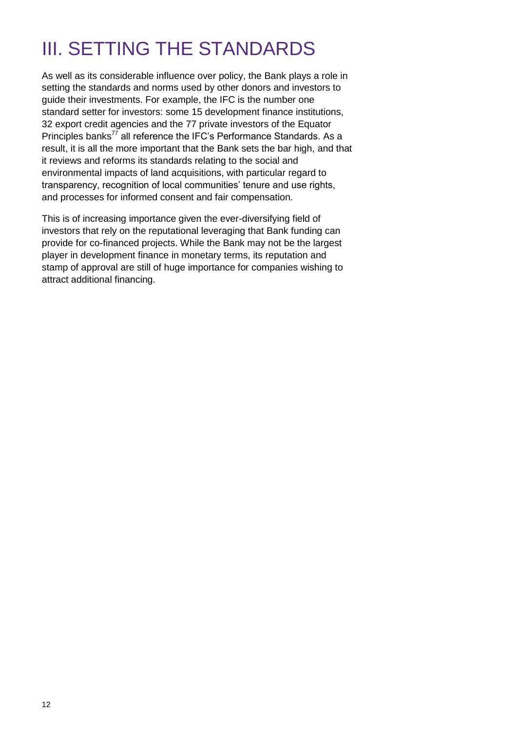# III. SETTING THE STANDARDS

As well as its considerable influence over policy, the Bank plays a role in setting the standards and norms used by other donors and investors to guide their investments. For example, the IFC is the number one standard setter for investors: some 15 development finance institutions, 32 export credit agencies and the 77 private investors of the Equator Principles banks[77] all reference the IFC's Performance Standards. As a result, it is all the more important that the Bank sets the bar high, and that it reviews and reforms its standards relating to the social and environmental impacts of land acquisitions, with particular regard to transparency, recognition of local communities' tenure and use rights, and processes for informed consent and fair compensation.

This is of increasing importance given the ever-diversifying field of investors that rely on the reputational leveraging that Bank funding can provide for co-financed projects. While the Bank may not be the largest player in development finance in monetary terms, its reputation and stamp of approval are still of huge importance for companies wishing to attract additional financing.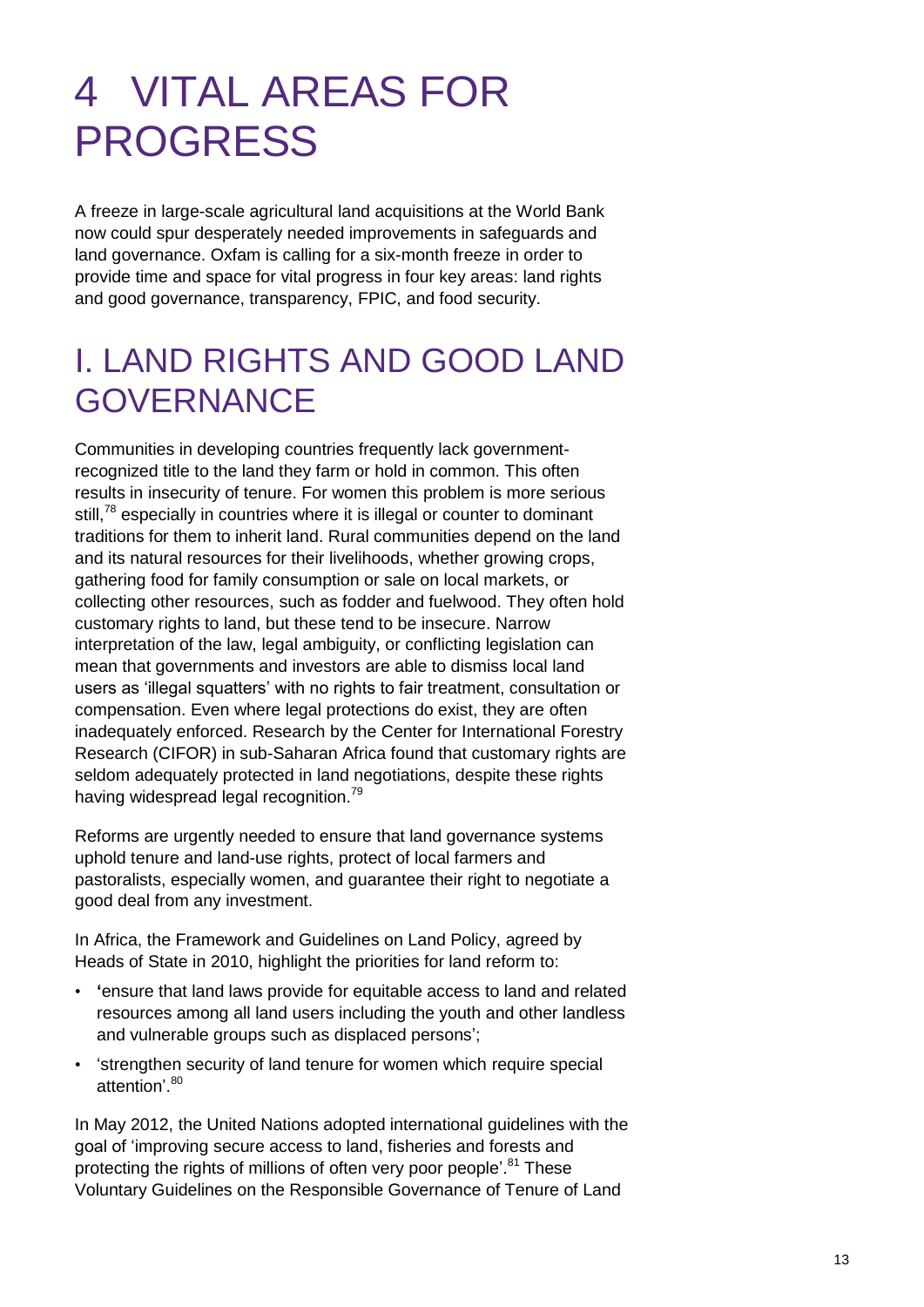# 4 VITAL AREAS FOR PROGRESS

A freeze in large-scale agricultural land acquisitions at the World Bank now could spur desperately needed improvements in safeguards and land governance. Oxfam is calling for a six-month freeze in order to provide time and space for vital progress in four key areas: land rights and good governance, transparency, FPIC, and food security.

## I. LAND RIGHTS AND GOOD LAND GOVERNANCE

Communities in developing countries frequently lack government-recognized title to the land they farm or hold in common. This often results in insecurity of tenure. For women this problem is more serious still,[78] especially in countries where it is illegal or counter to dominant traditions for them to inherit land. Rural communities depend on the land and its natural resources for their livelihoods, whether growing crops, gathering food for family consumption or sale on local markets, or collecting other resources, such as fodder and fuelwood. They often hold customary rights to land, but these tend to be insecure. Narrow interpretation of the law, legal ambiguity, or conflicting legislation can mean that governments and investors are able to dismiss local land users as 'illegal squatters' with no rights to fair treatment, consultation or compensation. Even where legal protections do exist, they are often inadequately enforced. Research by the Center for International Forestry Research (CIFOR) in sub-Saharan Africa found that customary rights are seldom adequately protected in land negotiations, despite these rights having widespread legal recognition.[79]

Reforms are urgently needed to ensure that land governance systems uphold tenure and land-use rights, protect of local farmers and pastoralists, especially women, and guarantee their right to negotiate a good deal from any investment.

In Africa, the Framework and Guidelines on Land Policy, agreed by Heads of State in 2010, highlight the priorities for land reform to:

- 'ensure that land laws provide for equitable access to land and related resources among all land users including the youth and other landless and vulnerable groups such as displaced persons';
- 'strengthen security of land tenure for women which require special attention'.[80]

In May 2012, the United Nations adopted international guidelines with the goal of 'improving secure access to land, fisheries and forests and protecting the rights of millions of often very poor people'.[81] These Voluntary Guidelines on the Responsible Governance of Tenure of Land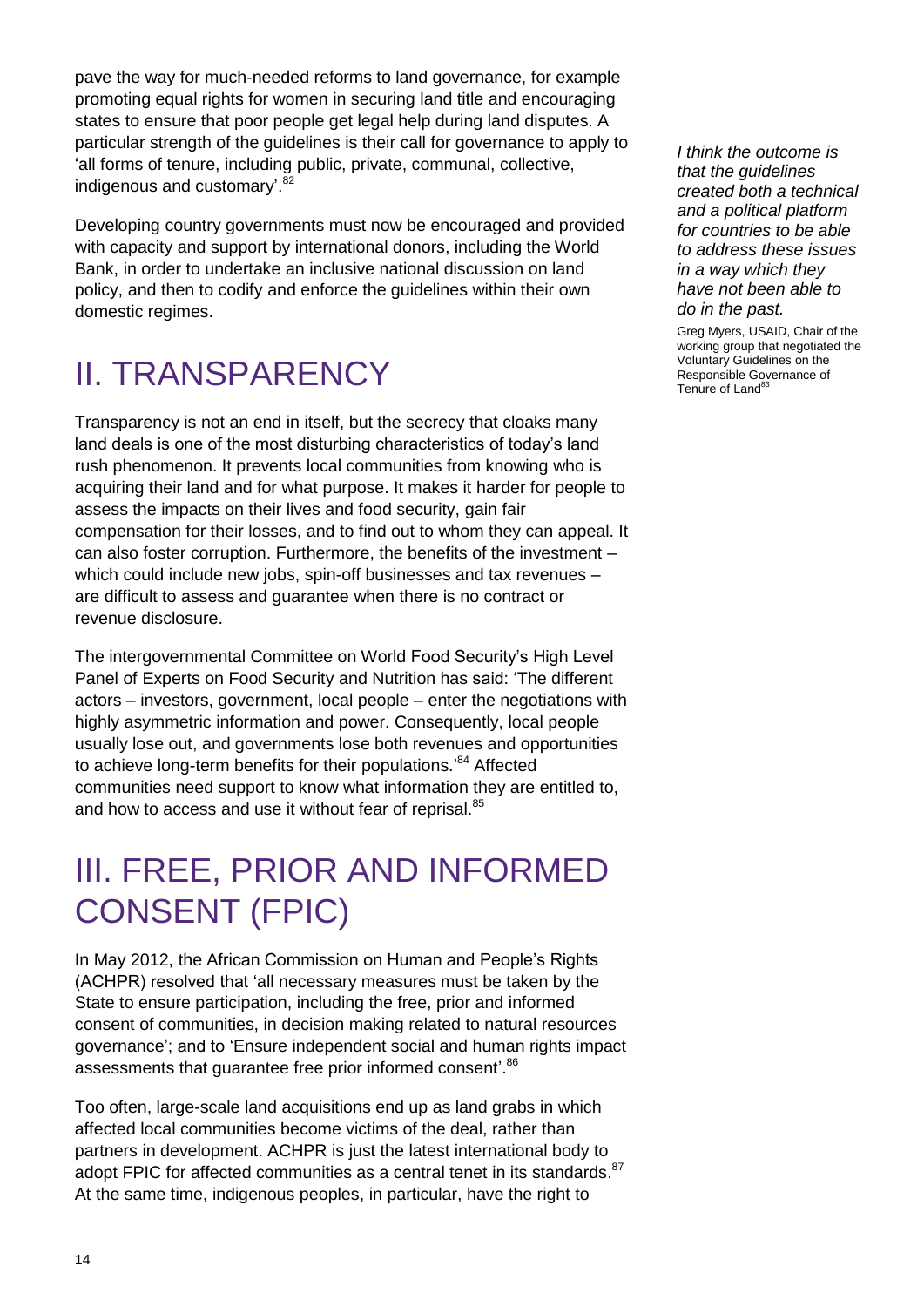pave the way for much-needed reforms to land governance, for example promoting equal rights for women in securing land title and encouraging states to ensure that poor people get legal help during land disputes. A particular strength of the guidelines is their call for governance to apply to 'all forms of tenure, including public, private, communal, collective, indigenous and customary'.[82]

Developing country governments must now be encouraged and provided with capacity and support by international donors, including the World Bank, in order to undertake an inclusive national discussion on land policy, and then to codify and enforce the guidelines within their own domestic regimes.

*I think the outcome is that the guidelines created both a technical and a political platform for countries to be able to address these issues in a way which they have not been able to do in the past.*

Greg Myers, USAID, Chair of the working group that negotiated the Voluntary Guidelines on the Responsible Governance of Tenure of Land[83]

# II. TRANSPARENCY

Transparency is not an end in itself, but the secrecy that cloaks many land deals is one of the most disturbing characteristics of today's land rush phenomenon. It prevents local communities from knowing who is acquiring their land and for what purpose. It makes it harder for people to assess the impacts on their lives and food security, gain fair compensation for their losses, and to find out to whom they can appeal. It can also foster corruption. Furthermore, the benefits of the investment – which could include new jobs, spin-off businesses and tax revenues – are difficult to assess and guarantee when there is no contract or revenue disclosure.

The intergovernmental Committee on World Food Security's High Level Panel of Experts on Food Security and Nutrition has said: 'The different actors – investors, government, local people – enter the negotiations with highly asymmetric information and power. Consequently, local people usually lose out, and governments lose both revenues and opportunities to achieve long-term benefits for their populations.'[84] Affected communities need support to know what information they are entitled to, and how to access and use it without fear of reprisal.[85]

# III. FREE, PRIOR AND INFORMED CONSENT (FPIC)

In May 2012, the African Commission on Human and People's Rights (ACHPR) resolved that 'all necessary measures must be taken by the State to ensure participation, including the free, prior and informed consent of communities, in decision making related to natural resources governance'; and to 'Ensure independent social and human rights impact assessments that guarantee free prior informed consent'.[86]

Too often, large-scale land acquisitions end up as land grabs in which affected local communities become victims of the deal, rather than partners in development. ACHPR is just the latest international body to adopt FPIC for affected communities as a central tenet in its standards.[87] At the same time, indigenous peoples, in particular, have the right to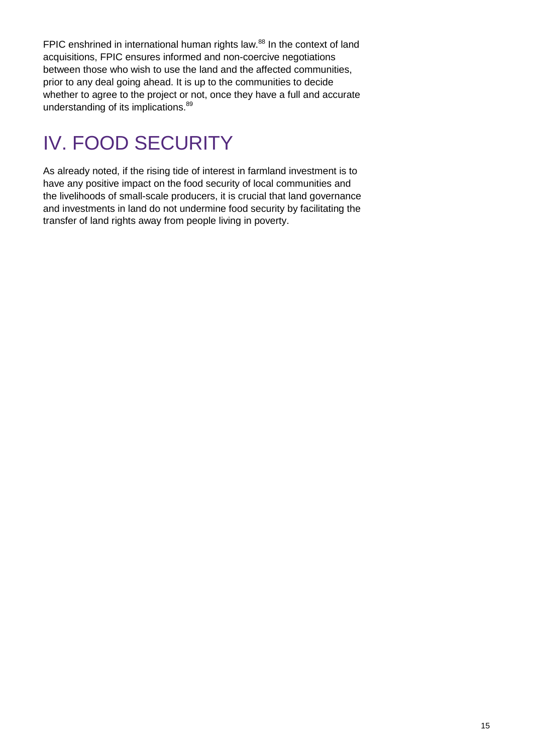FPIC enshrined in international human rights law.[88] In the context of land acquisitions, FPIC ensures informed and non-coercive negotiations between those who wish to use the land and the affected communities, prior to any deal going ahead. It is up to the communities to decide whether to agree to the project or not, once they have a full and accurate understanding of its implications.[89]

# IV. FOOD SECURITY

As already noted, if the rising tide of interest in farmland investment is to have any positive impact on the food security of local communities and the livelihoods of small-scale producers, it is crucial that land governance and investments in land do not undermine food security by facilitating the transfer of land rights away from people living in poverty.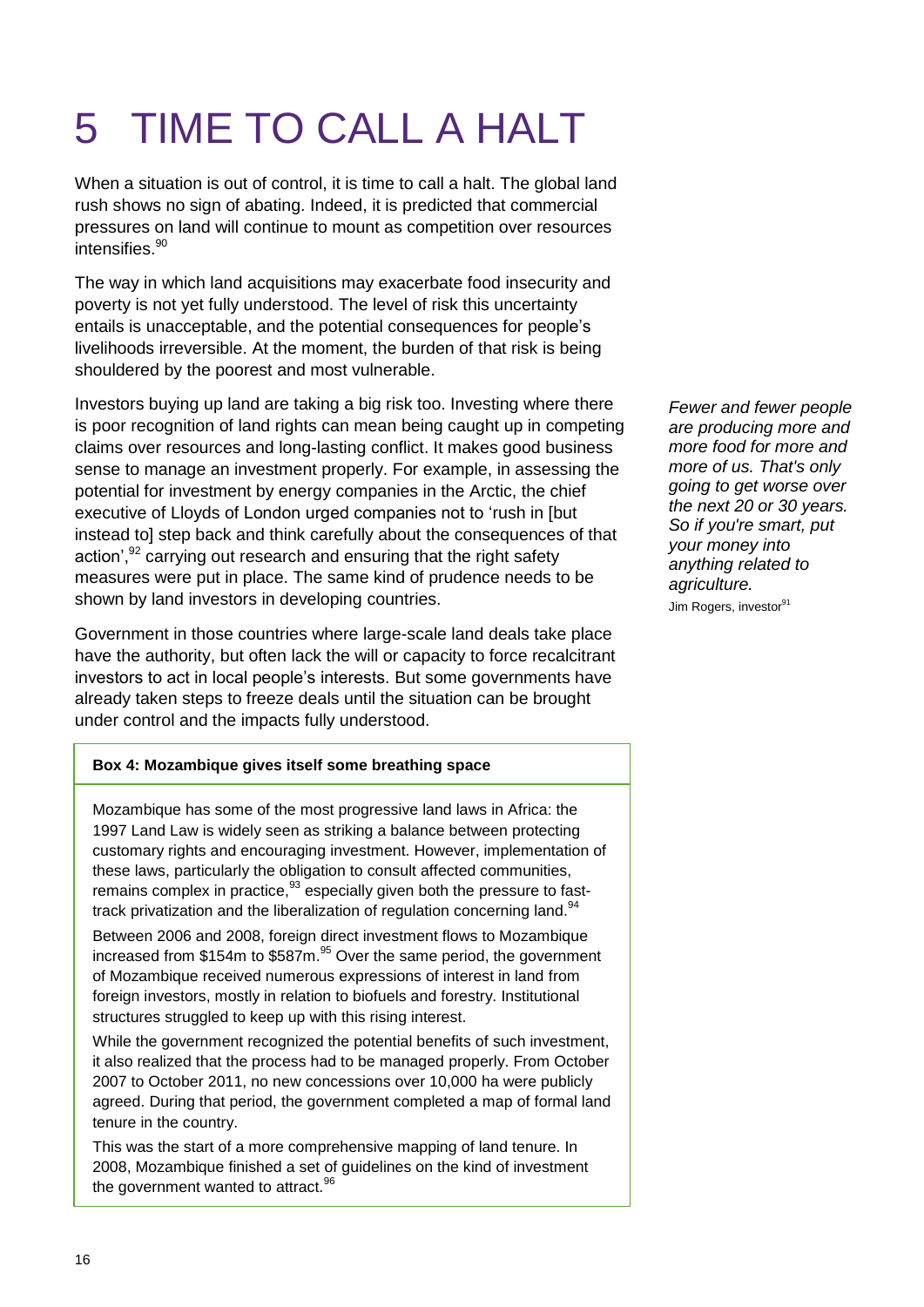# 5 TIME TO CALL A HALT

When a situation is out of control, it is time to call a halt. The global land rush shows no sign of abating. Indeed, it is predicted that commercial pressures on land will continue to mount as competition over resources intensifies.[90]

The way in which land acquisitions may exacerbate food insecurity and poverty is not yet fully understood. The level of risk this uncertainty entails is unacceptable, and the potential consequences for people's livelihoods irreversible. At the moment, the burden of that risk is being shouldered by the poorest and most vulnerable.

Investors buying up land are taking a big risk too. Investing where there is poor recognition of land rights can mean being caught up in competing claims over resources and long-lasting conflict. It makes good business sense to manage an investment properly. For example, in assessing the potential for investment by energy companies in the Arctic, the chief executive of Lloyds of London urged companies not to 'rush in [but instead to] step back and think carefully about the consequences of that action',[92] carrying out research and ensuring that the right safety measures were put in place. The same kind of prudence needs to be shown by land investors in developing countries.

*Fewer and fewer people are producing more and more food for more and more of us. That's only going to get worse over the next 20 or 30 years. So if you're smart, put your money into anything related to agriculture.*

Jim Rogers, investor[91]

Government in those countries where large-scale land deals take place have the authority, but often lack the will or capacity to force recalcitrant investors to act in local people's interests. But some governments have already taken steps to freeze deals until the situation can be brought under control and the impacts fully understood.

**Box 4: Mozambique gives itself some breathing space**

Mozambique has some of the most progressive land laws in Africa: the 1997 Land Law is widely seen as striking a balance between protecting customary rights and encouraging investment. However, implementation of these laws, particularly the obligation to consult affected communities, remains complex in practice,[93] especially given both the pressure to fast-track privatization and the liberalization of regulation concerning land.[94]

Between 2006 and 2008, foreign direct investment flows to Mozambique increased from $154m to $587m.[95] Over the same period, the government of Mozambique received numerous expressions of interest in land from foreign investors, mostly in relation to biofuels and forestry. Institutional structures struggled to keep up with this rising interest.

While the government recognized the potential benefits of such investment, it also realized that the process had to be managed properly. From October 2007 to October 2011, no new concessions over 10,000 ha were publicly agreed. During that period, the government completed a map of formal land tenure in the country.

This was the start of a more comprehensive mapping of land tenure. In 2008, Mozambique finished a set of guidelines on the kind of investment the government wanted to attract.[96]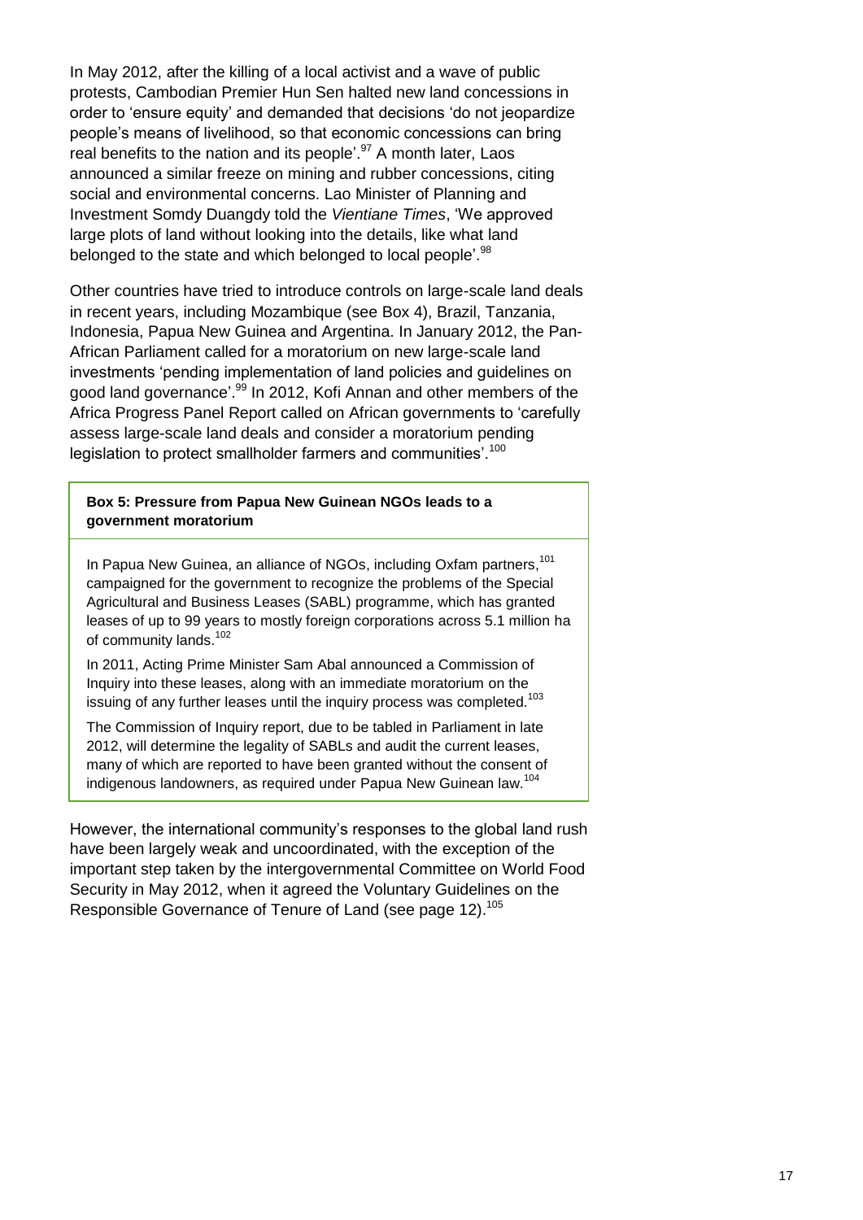In May 2012, after the killing of a local activist and a wave of public protests, Cambodian Premier Hun Sen halted new land concessions in order to 'ensure equity' and demanded that decisions 'do not jeopardize people's means of livelihood, so that economic concessions can bring real benefits to the nation and its people'.[97] A month later, Laos announced a similar freeze on mining and rubber concessions, citing social and environmental concerns. Lao Minister of Planning and Investment Somdy Duangdy told the *Vientiane Times*, 'We approved large plots of land without looking into the details, like what land belonged to the state and which belonged to local people'.[98]

Other countries have tried to introduce controls on large-scale land deals in recent years, including Mozambique (see Box 4), Brazil, Tanzania, Indonesia, Papua New Guinea and Argentina. In January 2012, the Pan-African Parliament called for a moratorium on new large-scale land investments 'pending implementation of land policies and guidelines on good land governance'.[99] In 2012, Kofi Annan and other members of the Africa Progress Panel Report called on African governments to 'carefully assess large-scale land deals and consider a moratorium pending legislation to protect smallholder farmers and communities'.[100]

**Box 5: Pressure from Papua New Guinean NGOs leads to a government moratorium**

In Papua New Guinea, an alliance of NGOs, including Oxfam partners,[101] campaigned for the government to recognize the problems of the Special Agricultural and Business Leases (SABL) programme, which has granted leases of up to 99 years to mostly foreign corporations across 5.1 million ha of community lands.[102]

In 2011, Acting Prime Minister Sam Abal announced a Commission of Inquiry into these leases, along with an immediate moratorium on the issuing of any further leases until the inquiry process was completed.[103]

The Commission of Inquiry report, due to be tabled in Parliament in late 2012, will determine the legality of SABLs and audit the current leases, many of which are reported to have been granted without the consent of indigenous landowners, as required under Papua New Guinean law.[104]

However, the international community's responses to the global land rush have been largely weak and uncoordinated, with the exception of the important step taken by the intergovernmental Committee on World Food Security in May 2012, when it agreed the Voluntary Guidelines on the Responsible Governance of Tenure of Land (see page 12).[105]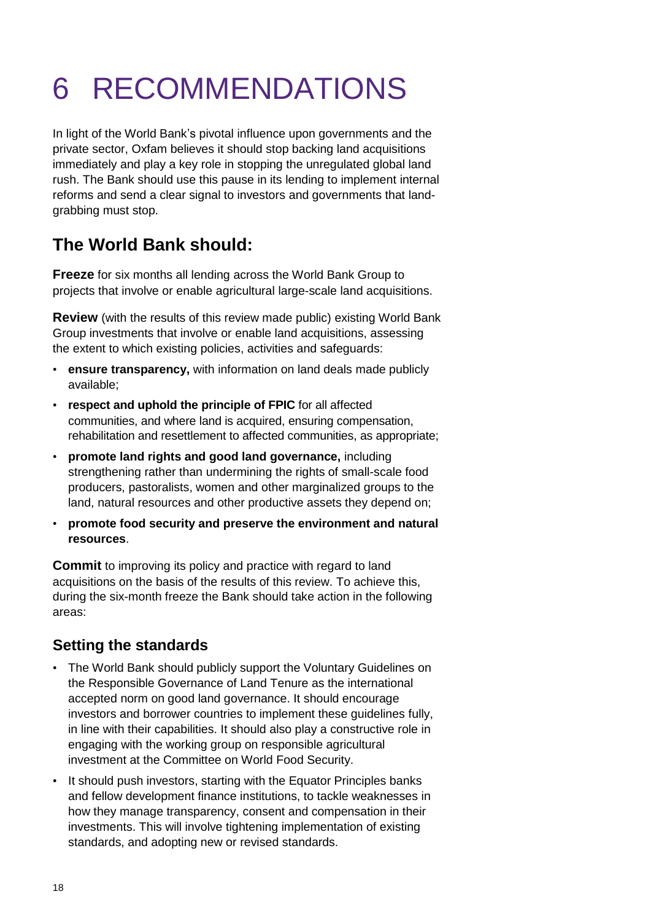# 6 RECOMMENDATIONS

In light of the World Bank's pivotal influence upon governments and the private sector, Oxfam believes it should stop backing land acquisitions immediately and play a key role in stopping the unregulated global land rush. The Bank should use this pause in its lending to implement internal reforms and send a clear signal to investors and governments that land-grabbing must stop.

## The World Bank should:

**Freeze** for six months all lending across the World Bank Group to projects that involve or enable agricultural large-scale land acquisitions.

**Review** (with the results of this review made public) existing World Bank Group investments that involve or enable land acquisitions, assessing the extent to which existing policies, activities and safeguards:

- **ensure transparency,** with information on land deals made publicly available;
- **respect and uphold the principle of FPIC** for all affected communities, and where land is acquired, ensuring compensation, rehabilitation and resettlement to affected communities, as appropriate;
- **promote land rights and good land governance,** including strengthening rather than undermining the rights of small-scale food producers, pastoralists, women and other marginalized groups to the land, natural resources and other productive assets they depend on;
- **promote food security and preserve the environment and natural resources**.

**Commit** to improving its policy and practice with regard to land acquisitions on the basis of the results of this review. To achieve this, during the six-month freeze the Bank should take action in the following areas:

### Setting the standards

- The World Bank should publicly support the Voluntary Guidelines on the Responsible Governance of Land Tenure as the international accepted norm on good land governance. It should encourage investors and borrower countries to implement these guidelines fully, in line with their capabilities. It should also play a constructive role in engaging with the working group on responsible agricultural investment at the Committee on World Food Security.
- It should push investors, starting with the Equator Principles banks and fellow development finance institutions, to tackle weaknesses in how they manage transparency, consent and compensation in their investments. This will involve tightening implementation of existing standards, and adopting new or revised standards.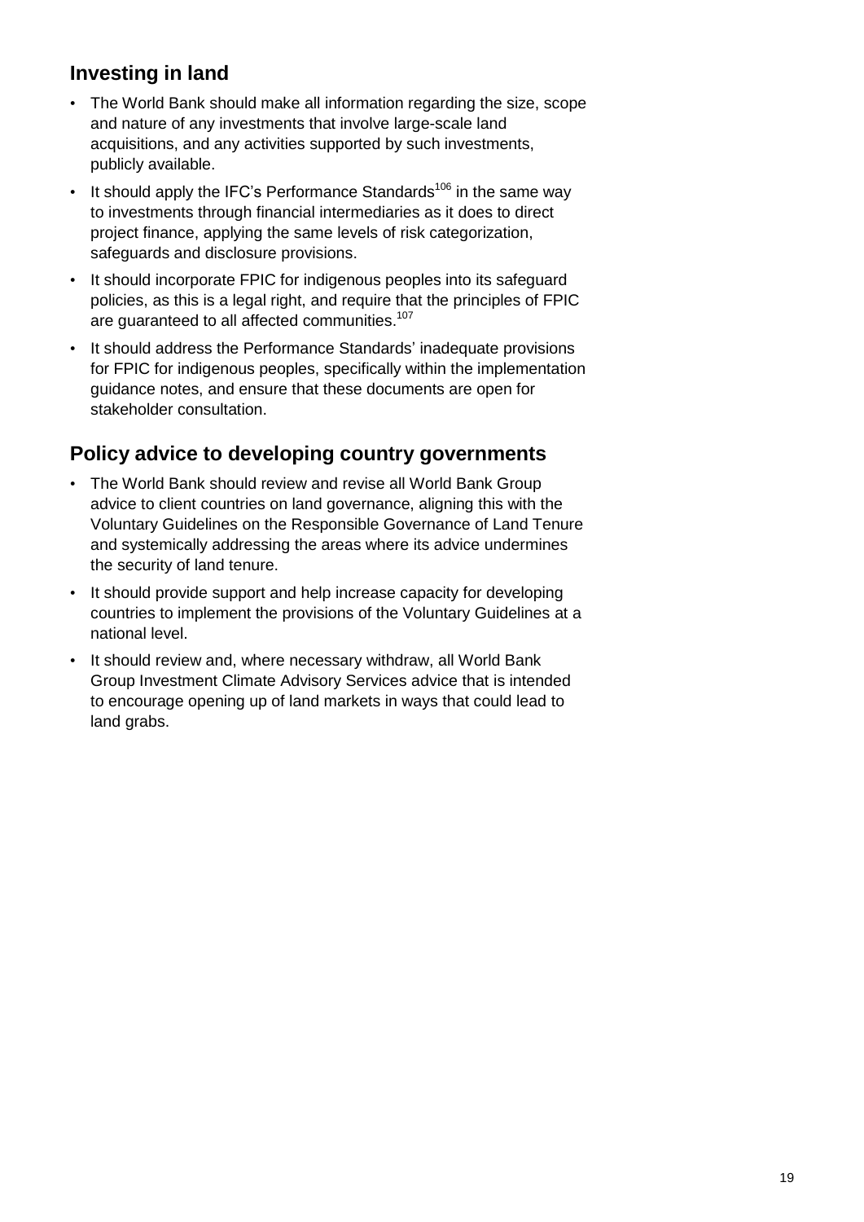## Investing in land

- The World Bank should make all information regarding the size, scope and nature of any investments that involve large-scale land acquisitions, and any activities supported by such investments, publicly available.
- It should apply the IFC's Performance Standards[106] in the same way to investments through financial intermediaries as it does to direct project finance, applying the same levels of risk categorization, safeguards and disclosure provisions.
- It should incorporate FPIC for indigenous peoples into its safeguard policies, as this is a legal right, and require that the principles of FPIC are guaranteed to all affected communities.[107]
- It should address the Performance Standards' inadequate provisions for FPIC for indigenous peoples, specifically within the implementation guidance notes, and ensure that these documents are open for stakeholder consultation.

## Policy advice to developing country governments

- The World Bank should review and revise all World Bank Group advice to client countries on land governance, aligning this with the Voluntary Guidelines on the Responsible Governance of Land Tenure and systemically addressing the areas where its advice undermines the security of land tenure.
- It should provide support and help increase capacity for developing countries to implement the provisions of the Voluntary Guidelines at a national level.
- It should review and, where necessary withdraw, all World Bank Group Investment Climate Advisory Services advice that is intended to encourage opening up of land markets in ways that could lead to land grabs.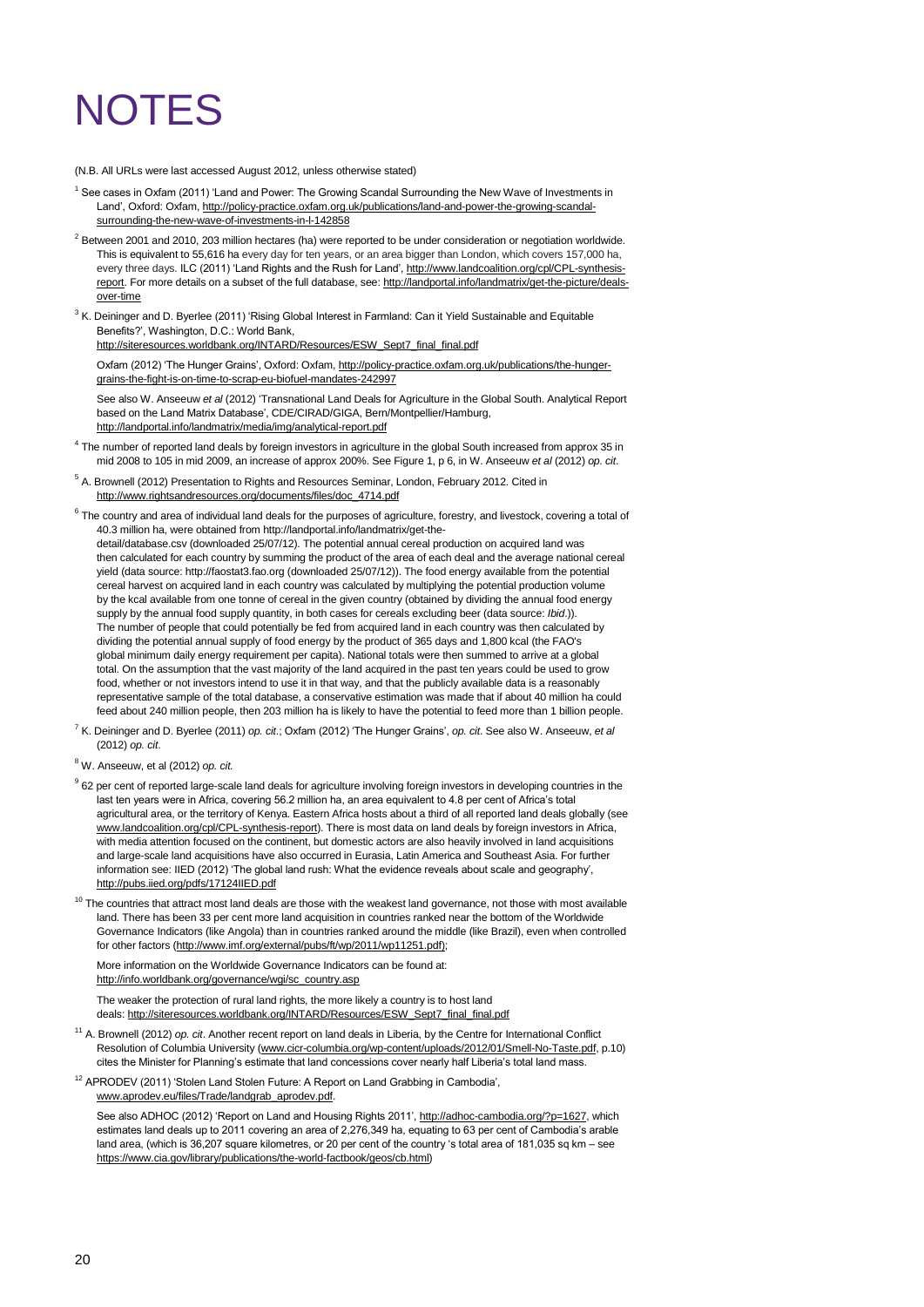# NOTES

(N.B. All URLs were last accessed August 2012, unless otherwise stated)

[1] See cases in Oxfam (2011) 'Land and Power: The Growing Scandal Surrounding the New Wave of Investments in Land', Oxford: Oxfam, http://policy-practice.oxfam.org.uk/publications/land-and-power-the-growing-scandal-surrounding-the-new-wave-of-investments-in-l-142858

[2] Between 2001 and 2010, 203 million hectares (ha) were reported to be under consideration or negotiation worldwide. This is equivalent to 55,616 ha every day for ten years, or an area bigger than London, which covers 157,000 ha, every three days. ILC (2011) 'Land Rights and the Rush for Land', http://www.landcoalition.org/cpl/CPL-synthesis-report. For more details on a subset of the full database, see: http://landportal.info/landmatrix/get-the-picture/deals-over-time

[3] K. Deininger and D. Byerlee (2011) 'Rising Global Interest in Farmland: Can it Yield Sustainable and Equitable Benefits?', Washington, D.C.: World Bank, http://siteresources.worldbank.org/INTARD/Resources/ESW_Sept7_final_final.pdf

Oxfam (2012) 'The Hunger Grains', Oxford: Oxfam, http://policy-practice.oxfam.org.uk/publications/the-hunger-grains-the-fight-is-on-time-to-scrap-eu-biofuel-mandates-242997

See also W. Anseeuw *et al* (2012) 'Transnational Land Deals for Agriculture in the Global South. Analytical Report based on the Land Matrix Database', CDE/CIRAD/GIGA, Bern/Montpellier/Hamburg, http://landportal.info/landmatrix/media/img/analytical-report.pdf

[4] The number of reported land deals by foreign investors in agriculture in the global South increased from approx 35 in mid 2008 to 105 in mid 2009, an increase of approx 200%. See Figure 1, p 6, in W. Anseeuw *et al* (2012) *op. cit*.

[5] A. Brownell (2012) Presentation to Rights and Resources Seminar, London, February 2012. Cited in http://www.rightsandresources.org/documents/files/doc_4714.pdf

[6] The country and area of individual land deals for the purposes of agriculture, forestry, and livestock, covering a total of 40.3 million ha, were obtained from http://landportal.info/landmatrix/get-the-detail/database.csv (downloaded 25/07/12). The potential annual cereal production on acquired land was then calculated for each country by summing the product of the area of each deal and the average national cereal yield (data source: http://faostat3.fao.org (downloaded 25/07/12)). The food energy available from the potential cereal harvest on acquired land in each country was calculated by multiplying the potential production volume by the kcal available from one tonne of cereal in the given country (obtained by dividing the annual food energy supply by the annual food supply quantity, in both cases for cereals excluding beer (data source: *Ibid*.)). The number of people that could potentially be fed from acquired land in each country was then calculated by dividing the potential annual supply of food energy by the product of 365 days and 1,800 kcal (the FAO's global minimum daily energy requirement per capita). National totals were then summed to arrive at a global total. On the assumption that the vast majority of the land acquired in the past ten years could be used to grow food, whether or not investors intend to use it in that way, and that the publicly available data is a reasonably representative sample of the total database, a conservative estimation was made that if about 40 million ha could feed about 240 million people, then 203 million ha is likely to have the potential to feed more than 1 billion people.

[7] K. Deininger and D. Byerlee (2011) *op. cit*.; Oxfam (2012) 'The Hunger Grains', *op. cit*. See also W. Anseeuw, *et al* (2012) *op. cit*.

[8] W. Anseeuw, et al (2012) *op. cit.*

[9] 62 per cent of reported large-scale land deals for agriculture involving foreign investors in developing countries in the last ten years were in Africa, covering 56.2 million ha, an area equivalent to 4.8 per cent of Africa's total agricultural area, or the territory of Kenya. Eastern Africa hosts about a third of all reported land deals globally (see www.landcoalition.org/cpl/CPL-synthesis-report). There is most data on land deals by foreign investors in Africa, with media attention focused on the continent, but domestic actors are also heavily involved in land acquisitions and large-scale land acquisitions have also occurred in Eurasia, Latin America and Southeast Asia. For further information see: IIED (2012) 'The global land rush: What the evidence reveals about scale and geography', http://pubs.iied.org/pdfs/17124IIED.pdf

[10] The countries that attract most land deals are those with the weakest land governance, not those with most available land. There has been 33 per cent more land acquisition in countries ranked near the bottom of the Worldwide Governance Indicators (like Angola) than in countries ranked around the middle (like Brazil), even when controlled for other factors (http://www.imf.org/external/pubs/ft/wp/2011/wp11251.pdf);

More information on the Worldwide Governance Indicators can be found at: http://info.worldbank.org/governance/wgi/sc_country.asp

The weaker the protection of rural land rights, the more likely a country is to host land deals: http://siteresources.worldbank.org/INTARD/Resources/ESW_Sept7_final_final.pdf

[11] A. Brownell (2012) *op. cit*. Another recent report on land deals in Liberia, by the Centre for International Conflict Resolution of Columbia University (www.cicr-columbia.org/wp-content/uploads/2012/01/Smell-No-Taste.pdf, p.10) cites the Minister for Planning's estimate that land concessions cover nearly half Liberia's total land mass.

[12] APRODEV (2011) 'Stolen Land Stolen Future: A Report on Land Grabbing in Cambodia', www.aprodev.eu/files/Trade/landgrab_aprodev.pdf.

See also ADHOC (2012) 'Report on Land and Housing Rights 2011', http://adhoc-cambodia.org/?p=1627, which estimates land deals up to 2011 covering an area of 2,276,349 ha, equating to 63 per cent of Cambodia's arable land area, (which is 36,207 square kilometres, or 20 per cent of the country 's total area of 181,035 sq km – see https://www.cia.gov/library/publications/the-world-factbook/geos/cb.html)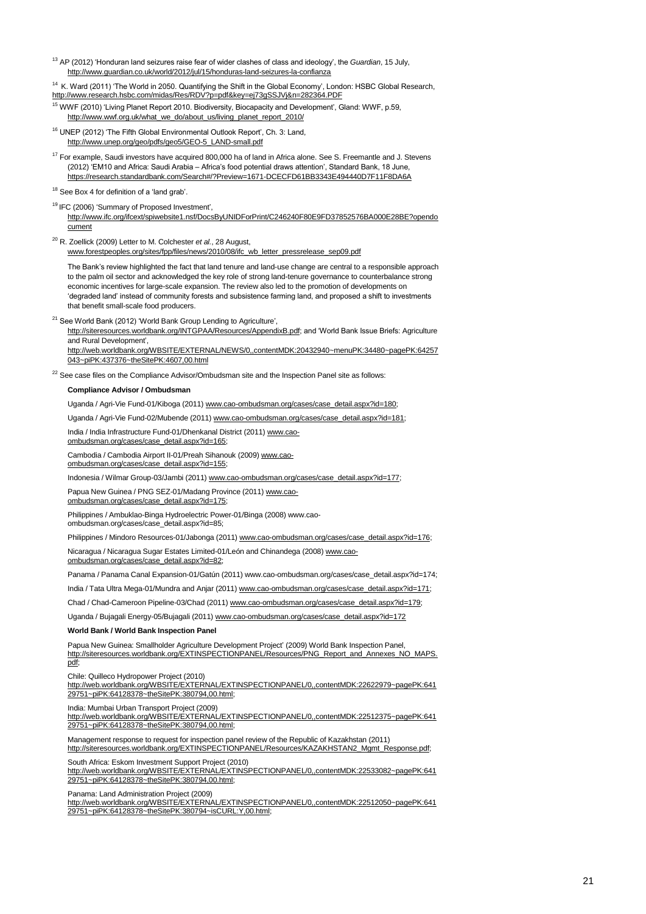[13] AP (2012) 'Honduran land seizures raise fear of wider clashes of class and ideology', the *Guardian*, 15 July, http://www.guardian.co.uk/world/2012/jul/15/honduras-land-seizures-la-confianza

[14] K. Ward (2011) 'The World in 2050. Quantifying the Shift in the Global Economy', London: HSBC Global Research, http://www.research.hsbc.com/midas/Res/RDV?p=pdf&key=ej73gSSJVj&n=282364.PDF

[15] WWF (2010) 'Living Planet Report 2010. Biodiversity, Biocapacity and Development', Gland: WWF, p.59, http://www.wwf.org.uk/what_we_do/about_us/living_planet_report_2010/

[16] UNEP (2012) 'The Fifth Global Environmental Outlook Report', Ch. 3: Land, http://www.unep.org/geo/pdfs/geo5/GEO-5_LAND-small.pdf

[17] For example, Saudi investors have acquired 800,000 ha of land in Africa alone. See S. Freemantle and J. Stevens (2012) 'EM10 and Africa: Saudi Arabia – Africa's food potential draws attention', Standard Bank, 18 June, https://research.standardbank.com/Search#/?Preview=1671-DCECFD61BB3343E494440D7F11F8DA6A

[18] See Box 4 for definition of a 'land grab'.

[19] IFC (2006) 'Summary of Proposed Investment', http://www.ifc.org/ifcext/spiwebsite1.nsf/DocsByUNIDForPrint/C246240F80E9FD37852576BA000E28BE?opendocument

[20] R. Zoellick (2009) Letter to M. Colchester *et al.*, 28 August, www.forestpeoples.org/sites/fpp/files/news/2010/08/ifc_wb_letter_pressrelease_sep09.pdf

The Bank's review highlighted the fact that land tenure and land-use change are central to a responsible approach to the palm oil sector and acknowledged the key role of strong land-tenure governance to counterbalance strong economic incentives for large-scale expansion. The review also led to the promotion of developments on 'degraded land' instead of community forests and subsistence farming land, and proposed a shift to investments that benefit small-scale food producers.

[21] See World Bank (2012) 'World Bank Group Lending to Agriculture', http://siteresources.worldbank.org/INTGPAA/Resources/AppendixB.pdf; and 'World Bank Issue Briefs: Agriculture and Rural Development', http://web.worldbank.org/WBSITE/EXTERNAL/NEWS/0,,contentMDK:20432940~menuPK:34480~pagePK:64257043~piPK:437376~theSitePK:4607,00.html

[22] See case files on the Compliance Advisor/Ombudsman site and the Inspection Panel site as follows:

**Compliance Advisor / Ombudsman**

Uganda / Agri-Vie Fund-01/Kiboga (2011) www.cao-ombudsman.org/cases/case_detail.aspx?id=180;

Uganda / Agri-Vie Fund-02/Mubende (2011) www.cao-ombudsman.org/cases/case_detail.aspx?id=181;

India / India Infrastructure Fund-01/Dhenkanal District (2011) www.cao-ombudsman.org/cases/case_detail.aspx?id=165;

Cambodia / Cambodia Airport II-01/Preah Sihanouk (2009) www.cao-ombudsman.org/cases/case_detail.aspx?id=155;

Indonesia / Wilmar Group-03/Jambi (2011) www.cao-ombudsman.org/cases/case_detail.aspx?id=177;

Papua New Guinea / PNG SEZ-01/Madang Province (2011) www.cao-ombudsman.org/cases/case_detail.aspx?id=175;

Philippines / Ambuklao-Binga Hydroelectric Power-01/Binga (2008) www.cao-ombudsman.org/cases/case_detail.aspx?id=85;

Philippines / Mindoro Resources-01/Jabonga (2011) www.cao-ombudsman.org/cases/case_detail.aspx?id=176;

Nicaragua / Nicaragua Sugar Estates Limited-01/León and Chinandega (2008) www.cao-ombudsman.org/cases/case_detail.aspx?id=82;

Panama / Panama Canal Expansion-01/Gatún (2011) www.cao-ombudsman.org/cases/case_detail.aspx?id=174;

India / Tata Ultra Mega-01/Mundra and Anjar (2011) www.cao-ombudsman.org/cases/case_detail.aspx?id=171;

Chad / Chad-Cameroon Pipeline-03/Chad (2011) www.cao-ombudsman.org/cases/case_detail.aspx?id=179;

Uganda / Bujagali Energy-05/Bujagali (2011) www.cao-ombudsman.org/cases/case_detail.aspx?id=172

**World Bank / World Bank Inspection Panel**

Papua New Guinea: Smallholder Agriculture Development Project' (2009) World Bank Inspection Panel, http://siteresources.worldbank.org/EXTINSPECTIONPANEL/Resources/PNG_Report_and_Annexes_NO_MAPS.pdf;

Chile: Quilleco Hydropower Project (2010) http://web.worldbank.org/WBSITE/EXTERNAL/EXTINSPECTIONPANEL/0,,contentMDK:22622979~pagePK:64129751~piPK:64128378~theSitePK:380794,00.html;

India: Mumbai Urban Transport Project (2009) http://web.worldbank.org/WBSITE/EXTERNAL/EXTINSPECTIONPANEL/0,,contentMDK:22512375~pagePK:64129751~piPK:64128378~theSitePK:380794,00.html;

Management response to request for inspection panel review of the Republic of Kazakhstan (2011) http://siteresources.worldbank.org/EXTINSPECTIONPANEL/Resources/KAZAKHSTAN2_Mgmt_Response.pdf;

South Africa: Eskom Investment Support Project (2010) http://web.worldbank.org/WBSITE/EXTERNAL/EXTINSPECTIONPANEL/0,,contentMDK:22533082~pagePK:64129751~piPK:64128378~theSitePK:380794,00.html;

Panama: Land Administration Project (2009) http://web.worldbank.org/WBSITE/EXTERNAL/EXTINSPECTIONPANEL/0,,contentMDK:22512050~pagePK:64129751~piPK:64128378~theSitePK:380794~isCURL:Y,00.html;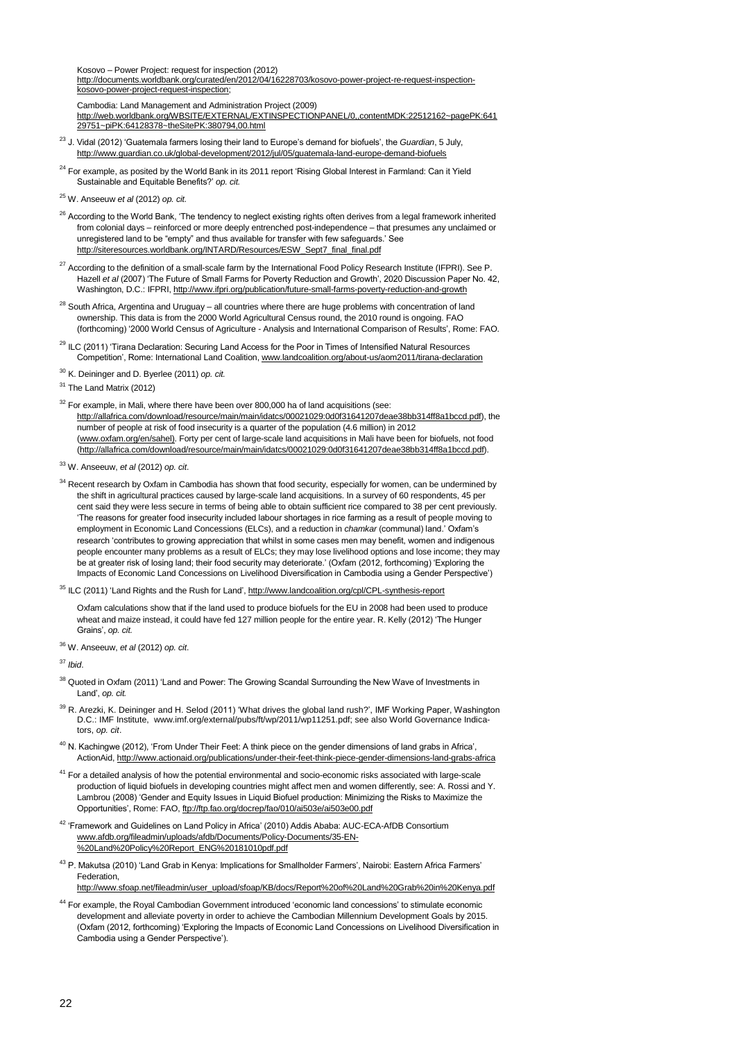Kosovo – Power Project: request for inspection (2012)
http://documents.worldbank.org/curated/en/2012/04/16228703/kosovo-power-project-re-request-inspection-kosovo-power-project-request-inspection;

Cambodia: Land Management and Administration Project (2009)
http://web.worldbank.org/WBSITE/EXTERNAL/EXTINSPECTIONPANEL/0,,contentMDK:22512162~pagePK:64129751~piPK:64128378~theSitePK:380794,00.html

[23] J. Vidal (2012) 'Guatemala farmers losing their land to Europe's demand for biofuels', the *Guardian*, 5 July, http://www.guardian.co.uk/global-development/2012/jul/05/guatemala-land-europe-demand-biofuels

[24] For example, as posited by the World Bank in its 2011 report 'Rising Global Interest in Farmland: Can it Yield Sustainable and Equitable Benefits?' *op. cit.*

[25] W. Anseeuw *et al* (2012) *op. cit.*

[26] According to the World Bank, 'The tendency to neglect existing rights often derives from a legal framework inherited from colonial days – reinforced or more deeply entrenched post-independence – that presumes any unclaimed or unregistered land to be "empty" and thus available for transfer with few safeguards.' See http://siteresources.worldbank.org/INTARD/Resources/ESW_Sept7_final_final.pdf

[27] According to the definition of a small-scale farm by the International Food Policy Research Institute (IFPRI). See P. Hazell *et al* (2007) 'The Future of Small Farms for Poverty Reduction and Growth', 2020 Discussion Paper No. 42, Washington, D.C.: IFPRI, http://www.ifpri.org/publication/future-small-farms-poverty-reduction-and-growth

[28] South Africa, Argentina and Uruguay – all countries where there are huge problems with concentration of land ownership. This data is from the 2000 World Agricultural Census round, the 2010 round is ongoing. FAO (forthcoming) '2000 World Census of Agriculture - Analysis and International Comparison of Results', Rome: FAO.

[29] ILC (2011) 'Tirana Declaration: Securing Land Access for the Poor in Times of Intensified Natural Resources Competition', Rome: International Land Coalition, www.landcoalition.org/about-us/aom2011/tirana-declaration

[30] K. Deininger and D. Byerlee (2011) *op. cit.*

[31] The Land Matrix (2012)

[32] For example, in Mali, where there have been over 800,000 ha of land acquisitions (see: http://allafrica.com/download/resource/main/main/idatcs/00021029:0d0f31641207deae38bb314ff8a1bccd.pdf), the number of people at risk of food insecurity is a quarter of the population (4.6 million) in 2012 (www.oxfam.org/en/sahel). Forty per cent of large-scale land acquisitions in Mali have been for biofuels, not food (http://allafrica.com/download/resource/main/main/idatcs/00021029:0d0f31641207deae38bb314ff8a1bccd.pdf).

[33] W. Anseeuw, *et al* (2012) *op. cit*.

[34] Recent research by Oxfam in Cambodia has shown that food security, especially for women, can be undermined by the shift in agricultural practices caused by large-scale land acquisitions. In a survey of 60 respondents, 45 per cent said they were less secure in terms of being able to obtain sufficient rice compared to 38 per cent previously. 'The reasons for greater food insecurity included labour shortages in rice farming as a result of people moving to employment in Economic Land Concessions (ELCs), and a reduction in *chamkar* (communal) land.' Oxfam's research 'contributes to growing appreciation that whilst in some cases men may benefit, women and indigenous people encounter many problems as a result of ELCs; they may lose livelihood options and lose income; they may be at greater risk of losing land; their food security may deteriorate.' (Oxfam (2012, forthcoming) 'Exploring the Impacts of Economic Land Concessions on Livelihood Diversification in Cambodia using a Gender Perspective')

[35] ILC (2011) 'Land Rights and the Rush for Land', http://www.landcoalition.org/cpl/CPL-synthesis-report

Oxfam calculations show that if the land used to produce biofuels for the EU in 2008 had been used to produce wheat and maize instead, it could have fed 127 million people for the entire year. R. Kelly (2012) 'The Hunger Grains', *op. cit.*

[36] W. Anseeuw, *et al* (2012) *op. cit*.

[37] *Ibid*.

[38] Quoted in Oxfam (2011) 'Land and Power: The Growing Scandal Surrounding the New Wave of Investments in Land', *op. cit.*

[39] R. Arezki, K. Deininger and H. Selod (2011) 'What drives the global land rush?', IMF Working Paper, Washington D.C.: IMF Institute, www.imf.org/external/pubs/ft/wp/2011/wp11251.pdf; see also World Governance Indicators, *op. cit*.

[40] N. Kachingwe (2012), 'From Under Their Feet: A think piece on the gender dimensions of land grabs in Africa', ActionAid, http://www.actionaid.org/publications/under-their-feet-think-piece-gender-dimensions-land-grabs-africa

[41] For a detailed analysis of how the potential environmental and socio-economic risks associated with large-scale production of liquid biofuels in developing countries might affect men and women differently, see: A. Rossi and Y. Lambrou (2008) 'Gender and Equity Issues in Liquid Biofuel production: Minimizing the Risks to Maximize the Opportunities', Rome: FAO, ftp://ftp.fao.org/docrep/fao/010/ai503e/ai503e00.pdf

[42] 'Framework and Guidelines on Land Policy in Africa' (2010) Addis Ababa: AUC-ECA-AfDB Consortium www.afdb.org/fileadmin/uploads/afdb/Documents/Policy-Documents/35-EN-%20Land%20Policy%20Report_ENG%20181010pdf.pdf

[43] P. Makutsa (2010) 'Land Grab in Kenya: Implications for Smallholder Farmers', Nairobi: Eastern Africa Farmers' Federation, http://www.sfoap.net/fileadmin/user_upload/sfoap/KB/docs/Report%20of%20Land%20Grab%20in%20Kenya.pdf

[44] For example, the Royal Cambodian Government introduced 'economic land concessions' to stimulate economic development and alleviate poverty in order to achieve the Cambodian Millennium Development Goals by 2015. (Oxfam (2012, forthcoming) 'Exploring the Impacts of Economic Land Concessions on Livelihood Diversification in Cambodia using a Gender Perspective').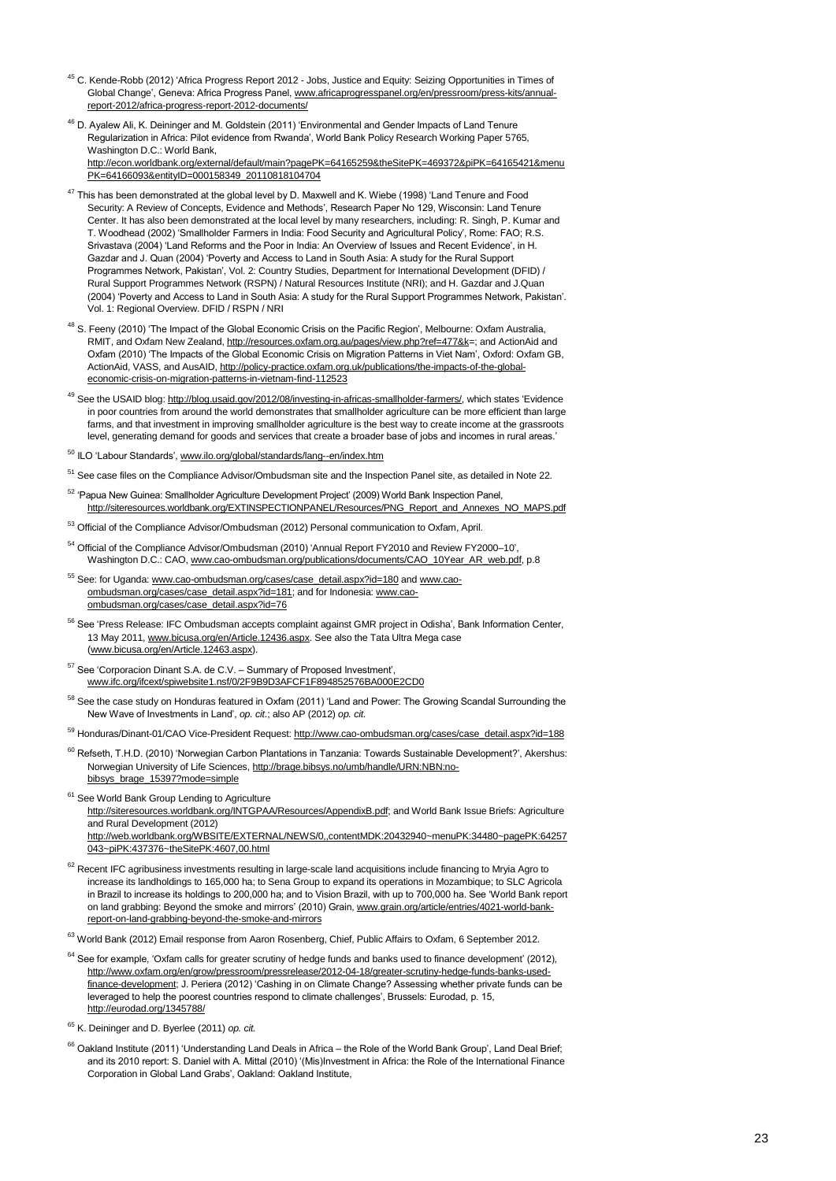[45] C. Kende-Robb (2012) 'Africa Progress Report 2012 - Jobs, Justice and Equity: Seizing Opportunities in Times of Global Change', Geneva: Africa Progress Panel, www.africaprogresspanel.org/en/pressroom/press-kits/annual-report-2012/africa-progress-report-2012-documents/

[46] D. Ayalew Ali, K. Deininger and M. Goldstein (2011) 'Environmental and Gender Impacts of Land Tenure Regularization in Africa: Pilot evidence from Rwanda', World Bank Policy Research Working Paper 5765, Washington D.C.: World Bank, http://econ.worldbank.org/external/default/main?pagePK=64165259&theSitePK=469372&piPK=64165421&menuPK=64166093&entityID=000158349_20110818104704

[47] This has been demonstrated at the global level by D. Maxwell and K. Wiebe (1998) 'Land Tenure and Food Security: A Review of Concepts, Evidence and Methods', Research Paper No 129, Wisconsin: Land Tenure Center. It has also been demonstrated at the local level by many researchers, including: R. Singh, P. Kumar and T. Woodhead (2002) 'Smallholder Farmers in India: Food Security and Agricultural Policy', Rome: FAO; R.S. Srivastava (2004) 'Land Reforms and the Poor in India: An Overview of Issues and Recent Evidence', in H. Gazdar and J. Quan (2004) 'Poverty and Access to Land in South Asia: A study for the Rural Support Programmes Network, Pakistan', Vol. 2: Country Studies, Department for International Development (DFID) / Rural Support Programmes Network (RSPN) / Natural Resources Institute (NRI); and H. Gazdar and J.Quan (2004) 'Poverty and Access to Land in South Asia: A study for the Rural Support Programmes Network, Pakistan'. Vol. 1: Regional Overview. DFID / RSPN / NRI

[48] S. Feeny (2010) 'The Impact of the Global Economic Crisis on the Pacific Region', Melbourne: Oxfam Australia, RMIT, and Oxfam New Zealand, http://resources.oxfam.org.au/pages/view.php?ref=477&k=; and ActionAid and Oxfam (2010) 'The Impacts of the Global Economic Crisis on Migration Patterns in Viet Nam', Oxford: Oxfam GB, ActionAid, VASS, and AusAID, http://policy-practice.oxfam.org.uk/publications/the-impacts-of-the-global-economic-crisis-on-migration-patterns-in-vietnam-find-112523

[49] See the USAID blog: http://blog.usaid.gov/2012/08/investing-in-africas-smallholder-farmers/, which states 'Evidence in poor countries from around the world demonstrates that smallholder agriculture can be more efficient than large farms, and that investment in improving smallholder agriculture is the best way to create income at the grassroots level, generating demand for goods and services that create a broader base of jobs and incomes in rural areas.'

[50] ILO 'Labour Standards', www.ilo.org/global/standards/lang--en/index.htm

[51] See case files on the Compliance Advisor/Ombudsman site and the Inspection Panel site, as detailed in Note 22.

[52] 'Papua New Guinea: Smallholder Agriculture Development Project' (2009) World Bank Inspection Panel, http://siteresources.worldbank.org/EXTINSPECTIONPANEL/Resources/PNG_Report_and_Annexes_NO_MAPS.pdf

[53] Official of the Compliance Advisor/Ombudsman (2012) Personal communication to Oxfam, April.

[54] Official of the Compliance Advisor/Ombudsman (2010) 'Annual Report FY2010 and Review FY2000–10', Washington D.C.: CAO, www.cao-ombudsman.org/publications/documents/CAO_10Year_AR_web.pdf, p.8

[55] See: for Uganda: www.cao-ombudsman.org/cases/case_detail.aspx?id=180 and www.cao-ombudsman.org/cases/case_detail.aspx?id=181; and for Indonesia: www.cao-ombudsman.org/cases/case_detail.aspx?id=76

[56] See 'Press Release: IFC Ombudsman accepts complaint against GMR project in Odisha', Bank Information Center, 13 May 2011, www.bicusa.org/en/Article.12436.aspx. See also the Tata Ultra Mega case (www.bicusa.org/en/Article.12463.aspx).

[57] See 'Corporacion Dinant S.A. de C.V. – Summary of Proposed Investment', www.ifc.org/ifcext/spiwebsite1.nsf/0/2F9B9D3AFCF1F894852576BA000E2CD0

[58] See the case study on Honduras featured in Oxfam (2011) 'Land and Power: The Growing Scandal Surrounding the New Wave of Investments in Land', *op. cit*.; also AP (2012) *op. cit.*

[59] Honduras/Dinant-01/CAO Vice-President Request: http://www.cao-ombudsman.org/cases/case_detail.aspx?id=188

[60] Refseth, T.H.D. (2010) 'Norwegian Carbon Plantations in Tanzania: Towards Sustainable Development?', Akershus: Norwegian University of Life Sciences, http://brage.bibsys.no/umb/handle/URN:NBN:no-bibsys_brage_15397?mode=simple

[61] See World Bank Group Lending to Agriculture http://siteresources.worldbank.org/INTGPAA/Resources/AppendixB.pdf; and World Bank Issue Briefs: Agriculture and Rural Development (2012) http://web.worldbank.org/WBSITE/EXTERNAL/NEWS/0,,contentMDK:20432940~menuPK:34480~pagePK:64257043~piPK:437376~theSitePK:4607,00.html

[62] Recent IFC agribusiness investments resulting in large-scale land acquisitions include financing to Mryia Agro to increase its landholdings to 165,000 ha; to Sena Group to expand its operations in Mozambique; to SLC Agricola in Brazil to increase its holdings to 200,000 ha; and to Vision Brazil, with up to 700,000 ha. See 'World Bank report on land grabbing: Beyond the smoke and mirrors' (2010) Grain, www.grain.org/article/entries/4021-world-bank-report-on-land-grabbing-beyond-the-smoke-and-mirrors

[63] World Bank (2012) Email response from Aaron Rosenberg, Chief, Public Affairs to Oxfam, 6 September 2012.

[64] See for example, 'Oxfam calls for greater scrutiny of hedge funds and banks used to finance development' (2012), http://www.oxfam.org/en/grow/pressroom/pressrelease/2012-04-18/greater-scrutiny-hedge-funds-banks-used-finance-development; J. Periera (2012) 'Cashing in on Climate Change? Assessing whether private funds can be leveraged to help the poorest countries respond to climate challenges', Brussels: Eurodad, p. 15, http://eurodad.org/1345788/

[65] K. Deininger and D. Byerlee (2011) *op. cit.*

[66] Oakland Institute (2011) 'Understanding Land Deals in Africa – the Role of the World Bank Group', Land Deal Brief; and its 2010 report: S. Daniel with A. Mittal (2010) '(Mis)Investment in Africa: the Role of the International Finance Corporation in Global Land Grabs', Oakland: Oakland Institute,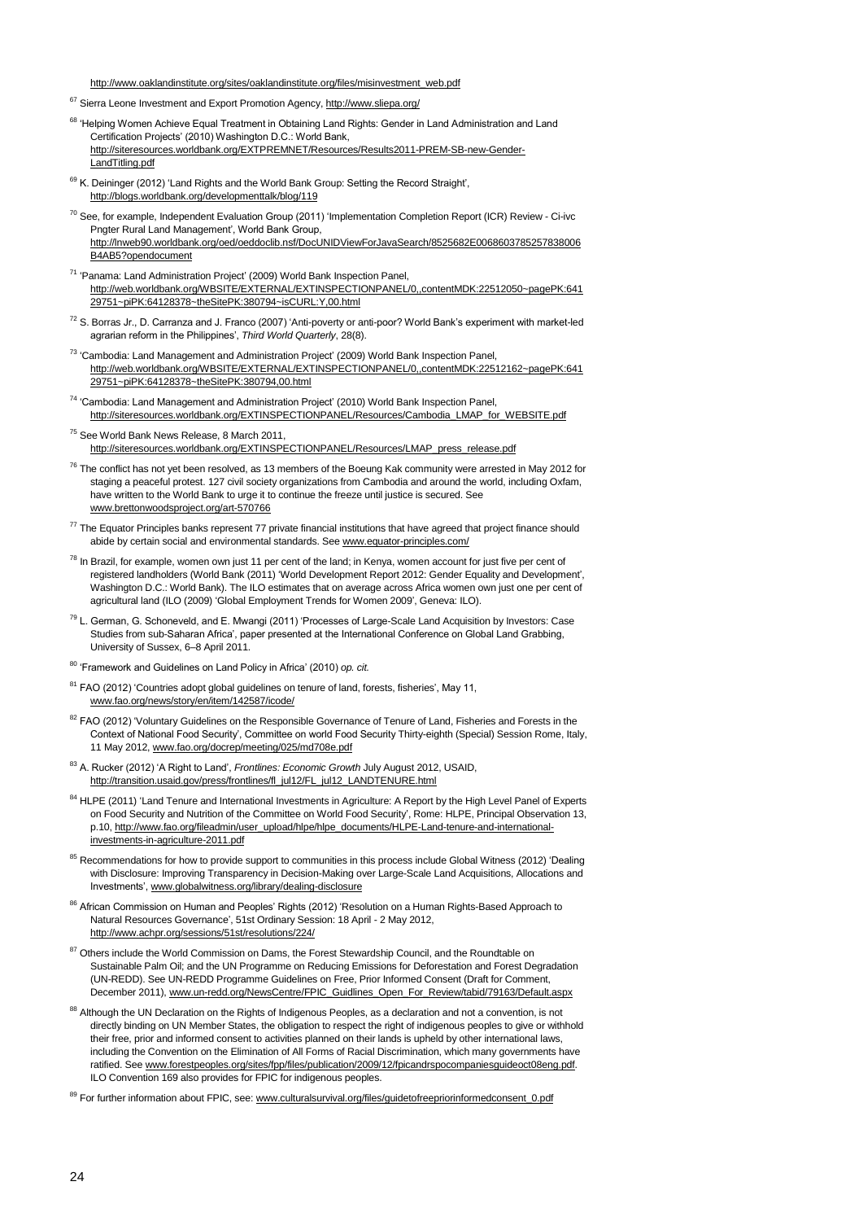http://www.oaklandinstitute.org/sites/oaklandinstitute.org/files/misinvestment_web.pdf

[67] Sierra Leone Investment and Export Promotion Agency, http://www.sliepa.org/

[68] 'Helping Women Achieve Equal Treatment in Obtaining Land Rights: Gender in Land Administration and Land Certification Projects' (2010) Washington D.C.: World Bank, http://siteresources.worldbank.org/EXTPREMNET/Resources/Results2011-PREM-SB-new-Gender-LandTitling.pdf

[69] K. Deininger (2012) 'Land Rights and the World Bank Group: Setting the Record Straight', http://blogs.worldbank.org/developmenttalk/blog/119

[70] See, for example, Independent Evaluation Group (2011) 'Implementation Completion Report (ICR) Review - Ci-ivc Pngter Rural Land Management', World Bank Group, http://lnweb90.worldbank.org/oed/oeddoclib.nsf/DocUNIDViewForJavaSearch/8525682E0068603785257838006B4AB5?opendocument

[71] 'Panama: Land Administration Project' (2009) World Bank Inspection Panel, http://web.worldbank.org/WBSITE/EXTERNAL/EXTINSPECTIONPANEL/0,,contentMDK:22512050~pagePK:64129751~piPK:64128378~theSitePK:380794~isCURL:Y,00.html

[72] S. Borras Jr., D. Carranza and J. Franco (2007) 'Anti-poverty or anti-poor? World Bank's experiment with market-led agrarian reform in the Philippines', *Third World Quarterly*, 28(8).

[73] 'Cambodia: Land Management and Administration Project' (2009) World Bank Inspection Panel, http://web.worldbank.org/WBSITE/EXTERNAL/EXTINSPECTIONPANEL/0,,contentMDK:22512162~pagePK:64129751~piPK:64128378~theSitePK:380794,00.html

[74] 'Cambodia: Land Management and Administration Project' (2010) World Bank Inspection Panel, http://siteresources.worldbank.org/EXTINSPECTIONPANEL/Resources/Cambodia_LMAP_for_WEBSITE.pdf

[75] See World Bank News Release, 8 March 2011, http://siteresources.worldbank.org/EXTINSPECTIONPANEL/Resources/LMAP_press_release.pdf

[76] The conflict has not yet been resolved, as 13 members of the Boeung Kak community were arrested in May 2012 for staging a peaceful protest. 127 civil society organizations from Cambodia and around the world, including Oxfam, have written to the World Bank to urge it to continue the freeze until justice is secured. See www.brettonwoodsproject.org/art-570766

[77] The Equator Principles banks represent 77 private financial institutions that have agreed that project finance should abide by certain social and environmental standards. See www.equator-principles.com/

[78] In Brazil, for example, women own just 11 per cent of the land; in Kenya, women account for just five per cent of registered landholders (World Bank (2011) 'World Development Report 2012: Gender Equality and Development', Washington D.C.: World Bank). The ILO estimates that on average across Africa women own just one per cent of agricultural land (ILO (2009) 'Global Employment Trends for Women 2009', Geneva: ILO).

[79] L. German, G. Schoneveld, and E. Mwangi (2011) 'Processes of Large-Scale Land Acquisition by Investors: Case Studies from sub-Saharan Africa', paper presented at the International Conference on Global Land Grabbing, University of Sussex, 6–8 April 2011.

[80] 'Framework and Guidelines on Land Policy in Africa' (2010) *op. cit.*

[81] FAO (2012) 'Countries adopt global guidelines on tenure of land, forests, fisheries', May 11, www.fao.org/news/story/en/item/142587/icode/

[82] FAO (2012) 'Voluntary Guidelines on the Responsible Governance of Tenure of Land, Fisheries and Forests in the Context of National Food Security', Committee on world Food Security Thirty-eighth (Special) Session Rome, Italy, 11 May 2012, www.fao.org/docrep/meeting/025/md708e.pdf

[83] A. Rucker (2012) 'A Right to Land', *Frontlines: Economic Growth* July August 2012, USAID, http://transition.usaid.gov/press/frontlines/fl_jul12/FL_jul12_LANDTENURE.html

[84] HLPE (2011) 'Land Tenure and International Investments in Agriculture: A Report by the High Level Panel of Experts on Food Security and Nutrition of the Committee on World Food Security', Rome: HLPE, Principal Observation 13, p.10, http://www.fao.org/fileadmin/user_upload/hlpe/hlpe_documents/HLPE-Land-tenure-and-international-investments-in-agriculture-2011.pdf

[85] Recommendations for how to provide support to communities in this process include Global Witness (2012) 'Dealing with Disclosure: Improving Transparency in Decision-Making over Large-Scale Land Acquisitions, Allocations and Investments', www.globalwitness.org/library/dealing-disclosure

[86] African Commission on Human and Peoples' Rights (2012) 'Resolution on a Human Rights-Based Approach to Natural Resources Governance', 51st Ordinary Session: 18 April - 2 May 2012, http://www.achpr.org/sessions/51st/resolutions/224/

[87] Others include the World Commission on Dams, the Forest Stewardship Council, and the Roundtable on Sustainable Palm Oil; and the UN Programme on Reducing Emissions for Deforestation and Forest Degradation (UN-REDD). See UN-REDD Programme Guidelines on Free, Prior Informed Consent (Draft for Comment, December 2011), www.un-redd.org/NewsCentre/FPIC_Guidlines_Open_For_Review/tabid/79163/Default.aspx

[88] Although the UN Declaration on the Rights of Indigenous Peoples, as a declaration and not a convention, is not directly binding on UN Member States, the obligation to respect the right of indigenous peoples to give or withhold their free, prior and informed consent to activities planned on their lands is upheld by other international laws, including the Convention on the Elimination of All Forms of Racial Discrimination, which many governments have ratified. See www.forestpeoples.org/sites/fpp/files/publication/2009/12/fpicandrspocompaniesguideoct08eng.pdf. ILO Convention 169 also provides for FPIC for indigenous peoples.

[89] For further information about FPIC, see: www.culturalsurvival.org/files/guidetofreepriorinformedconsent_0.pdf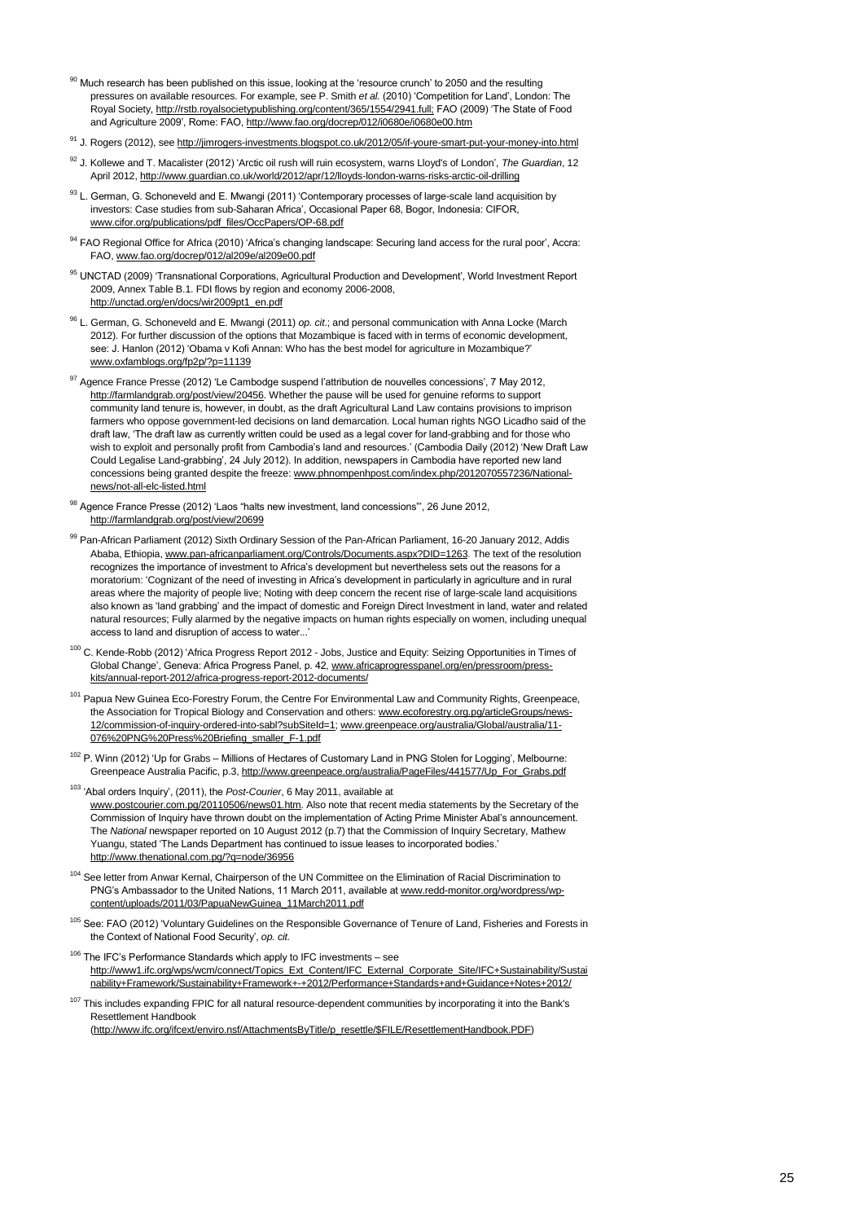[90] Much research has been published on this issue, looking at the 'resource crunch' to 2050 and the resulting pressures on available resources. For example, see P. Smith *et al.* (2010) 'Competition for Land', London: The Royal Society, http://rstb.royalsocietypublishing.org/content/365/1554/2941.full; FAO (2009) 'The State of Food and Agriculture 2009', Rome: FAO, http://www.fao.org/docrep/012/i0680e/i0680e00.htm

[91] J. Rogers (2012), see http://jimrogers-investments.blogspot.co.uk/2012/05/if-youre-smart-put-your-money-into.html

[92] J. Kollewe and T. Macalister (2012) 'Arctic oil rush will ruin ecosystem, warns Lloyd's of London', *The Guardian*, 12 April 2012, http://www.guardian.co.uk/world/2012/apr/12/lloyds-london-warns-risks-arctic-oil-drilling

[93] L. German, G. Schoneveld and E. Mwangi (2011) 'Contemporary processes of large-scale land acquisition by investors: Case studies from sub-Saharan Africa', Occasional Paper 68, Bogor, Indonesia: CIFOR, www.cifor.org/publications/pdf_files/OccPapers/OP-68.pdf

[94] FAO Regional Office for Africa (2010) 'Africa's changing landscape: Securing land access for the rural poor', Accra: FAO, www.fao.org/docrep/012/al209e/al209e00.pdf

[95] UNCTAD (2009) 'Transnational Corporations, Agricultural Production and Development', World Investment Report 2009, Annex Table B.1. FDI flows by region and economy 2006-2008, http://unctad.org/en/docs/wir2009pt1_en.pdf

[96] L. German, G. Schoneveld and E. Mwangi (2011) *op. cit*.; and personal communication with Anna Locke (March 2012). For further discussion of the options that Mozambique is faced with in terms of economic development, see: J. Hanlon (2012) 'Obama v Kofi Annan: Who has the best model for agriculture in Mozambique?' www.oxfamblogs.org/fp2p/?p=11139

[97] Agence France Presse (2012) 'Le Cambodge suspend l'attribution de nouvelles concessions', 7 May 2012, http://farmlandgrab.org/post/view/20456. Whether the pause will be used for genuine reforms to support community land tenure is, however, in doubt, as the draft Agricultural Land Law contains provisions to imprison farmers who oppose government-led decisions on land demarcation. Local human rights NGO Licadho said of the draft law, 'The draft law as currently written could be used as a legal cover for land-grabbing and for those who wish to exploit and personally profit from Cambodia's land and resources.' (Cambodia Daily (2012) 'New Draft Law Could Legalise Land-grabbing', 24 July 2012). In addition, newspapers in Cambodia have reported new land concessions being granted despite the freeze: www.phnompenhpost.com/index.php/2012070557236/National-news/not-all-elc-listed.html

[98] Agence France Presse (2012) 'Laos "halts new investment, land concessions"', 26 June 2012, http://farmlandgrab.org/post/view/20699

[99] Pan-African Parliament (2012) Sixth Ordinary Session of the Pan-African Parliament, 16-20 January 2012, Addis Ababa, Ethiopia, www.pan-africanparliament.org/Controls/Documents.aspx?DID=1263. The text of the resolution recognizes the importance of investment to Africa's development but nevertheless sets out the reasons for a moratorium: 'Cognizant of the need of investing in Africa's development in particularly in agriculture and in rural areas where the majority of people live; Noting with deep concern the recent rise of large-scale land acquisitions also known as 'land grabbing' and the impact of domestic and Foreign Direct Investment in land, water and related natural resources; Fully alarmed by the negative impacts on human rights especially on women, including unequal access to land and disruption of access to water...'

[100] C. Kende-Robb (2012) 'Africa Progress Report 2012 - Jobs, Justice and Equity: Seizing Opportunities in Times of Global Change', Geneva: Africa Progress Panel, p. 42, www.africaprogresspanel.org/en/pressroom/press-kits/annual-report-2012/africa-progress-report-2012-documents/

[101] Papua New Guinea Eco-Forestry Forum, the Centre For Environmental Law and Community Rights, Greenpeace, the Association for Tropical Biology and Conservation and others: www.ecoforestry.org.pg/articleGroups/news-12/commission-of-inquiry-ordered-into-sabl?subSiteId=1; www.greenpeace.org/australia/Global/australia/11-076%20PNG%20Press%20Briefing_smaller_F-1.pdf

[102] P. Winn (2012) 'Up for Grabs – Millions of Hectares of Customary Land in PNG Stolen for Logging', Melbourne: Greenpeace Australia Pacific, p.3, http://www.greenpeace.org/australia/PageFiles/441577/Up_For_Grabs.pdf

[103] 'Abal orders Inquiry', (2011), the *Post-Courier*, 6 May 2011, available at www.postcourier.com.pg/20110506/news01.htm. Also note that recent media statements by the Secretary of the Commission of Inquiry have thrown doubt on the implementation of Acting Prime Minister Abal's announcement. The *National* newspaper reported on 10 August 2012 (p.7) that the Commission of Inquiry Secretary, Mathew Yuangu, stated 'The Lands Department has continued to issue leases to incorporated bodies.' http://www.thenational.com.pg/?q=node/36956

[104] See letter from Anwar Kemal, Chairperson of the UN Committee on the Elimination of Racial Discrimination to PNG's Ambassador to the United Nations, 11 March 2011, available at www.redd-monitor.org/wordpress/wp-content/uploads/2011/03/PapuaNewGuinea_11March2011.pdf

[105] See: FAO (2012) 'Voluntary Guidelines on the Responsible Governance of Tenure of Land, Fisheries and Forests in the Context of National Food Security', *op. cit.*

[106] The IFC's Performance Standards which apply to IFC investments – see http://www1.ifc.org/wps/wcm/connect/Topics_Ext_Content/IFC_External_Corporate_Site/IFC+Sustainability/Sustainability+Framework/Sustainability+Framework+-+2012/Performance+Standards+and+Guidance+Notes+2012/

[107] This includes expanding FPIC for all natural resource-dependent communities by incorporating it into the Bank's Resettlement Handbook (http://www.ifc.org/ifcext/enviro.nsf/AttachmentsByTitle/p_resettle/$FILE/ResettlementHandbook.PDF)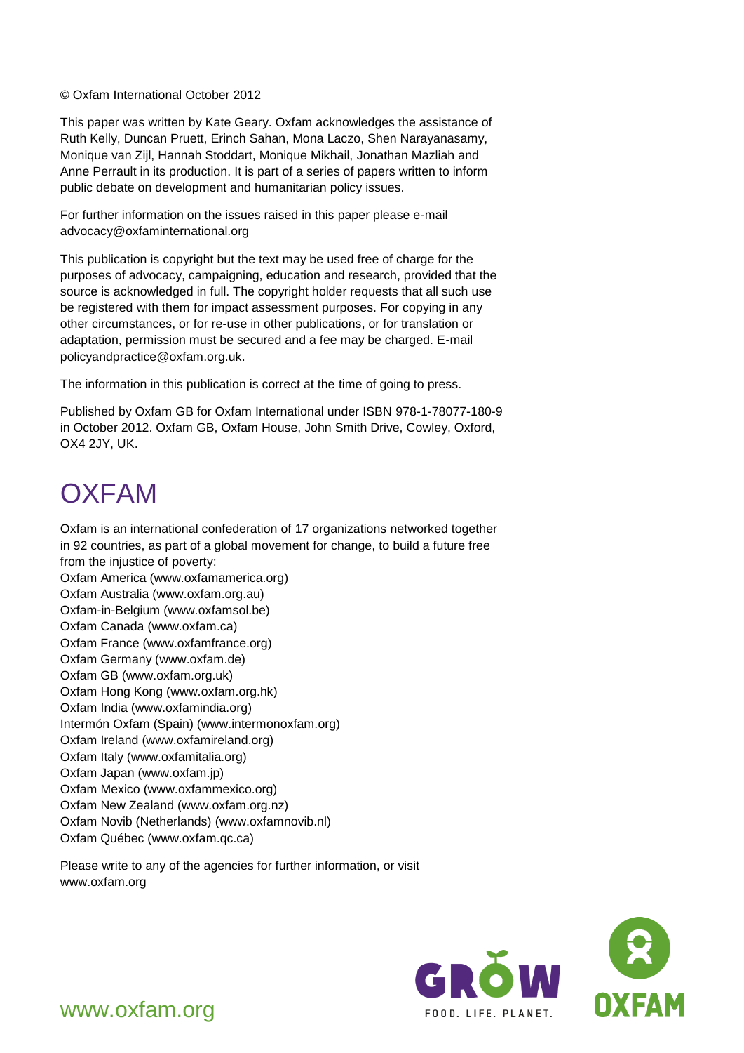© Oxfam International October 2012

This paper was written by Kate Geary. Oxfam acknowledges the assistance of Ruth Kelly, Duncan Pruett, Erinch Sahan, Mona Laczo, Shen Narayanasamy, Monique van Zijl, Hannah Stoddart, Monique Mikhail, Jonathan Mazliah and Anne Perrault in its production. It is part of a series of papers written to inform public debate on development and humanitarian policy issues.

For further information on the issues raised in this paper please e-mail advocacy@oxfaminternational.org

This publication is copyright but the text may be used free of charge for the purposes of advocacy, campaigning, education and research, provided that the source is acknowledged in full. The copyright holder requests that all such use be registered with them for impact assessment purposes. For copying in any other circumstances, or for re-use in other publications, or for translation or adaptation, permission must be secured and a fee may be charged. E-mail policyandpractice@oxfam.org.uk.

The information in this publication is correct at the time of going to press.

Published by Oxfam GB for Oxfam International under ISBN 978-1-78077-180-9 in October 2012. Oxfam GB, Oxfam House, John Smith Drive, Cowley, Oxford, OX4 2JY, UK.

# OXFAM

Oxfam is an international confederation of 17 organizations networked together in 92 countries, as part of a global movement for change, to build a future free from the injustice of poverty:

Oxfam America (www.oxfamamerica.org)
Oxfam Australia (www.oxfam.org.au)
Oxfam-in-Belgium (www.oxfamsol.be)
Oxfam Canada (www.oxfam.ca)
Oxfam France (www.oxfamfrance.org)
Oxfam Germany (www.oxfam.de)
Oxfam GB (www.oxfam.org.uk)
Oxfam Hong Kong (www.oxfam.org.hk)
Oxfam India (www.oxfamindia.org)
Intermón Oxfam (Spain) (www.intermonoxfam.org)
Oxfam Ireland (www.oxfamireland.org)
Oxfam Italy (www.oxfamitalia.org)
Oxfam Japan (www.oxfam.jp)
Oxfam Mexico (www.oxfammexico.org)
Oxfam New Zealand (www.oxfam.org.nz)
Oxfam Novib (Netherlands) (www.oxfamnovib.nl)
Oxfam Québec (www.oxfam.qc.ca)

Please write to any of the agencies for further information, or visit www.oxfam.org

www.oxfam.org

GROW
FOOD. LIFE. PLANET.

OXFAM